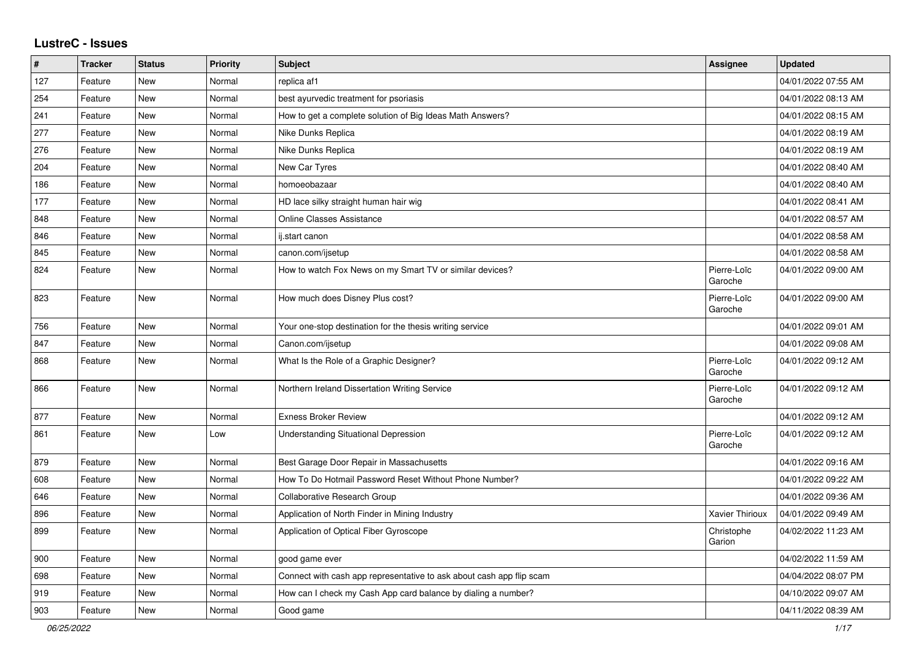# LustreC - Issues

| # | Tracker | Status | Priority | Subject | Assignee | Updated |
|---|---|---|---|---|---|---|
| 127 | Feature | New | Normal | replica af1 | | 04/01/2022 07:55 AM |
| 254 | Feature | New | Normal | best ayurvedic treatment for psoriasis | | 04/01/2022 08:13 AM |
| 241 | Feature | New | Normal | How to get a complete solution of Big Ideas Math Answers? | | 04/01/2022 08:15 AM |
| 277 | Feature | New | Normal | Nike Dunks Replica | | 04/01/2022 08:19 AM |
| 276 | Feature | New | Normal | Nike Dunks Replica | | 04/01/2022 08:19 AM |
| 204 | Feature | New | Normal | New Car Tyres | | 04/01/2022 08:40 AM |
| 186 | Feature | New | Normal | homoeobazaar | | 04/01/2022 08:40 AM |
| 177 | Feature | New | Normal | HD lace silky straight human hair wig | | 04/01/2022 08:41 AM |
| 848 | Feature | New | Normal | Online Classes Assistance | | 04/01/2022 08:57 AM |
| 846 | Feature | New | Normal | ij.start canon | | 04/01/2022 08:58 AM |
| 845 | Feature | New | Normal | canon.com/ijsetup | | 04/01/2022 08:58 AM |
| 824 | Feature | New | Normal | How to watch Fox News on my Smart TV or similar devices? | Pierre-Loïc Garoche | 04/01/2022 09:00 AM |
| 823 | Feature | New | Normal | How much does Disney Plus cost? | Pierre-Loïc Garoche | 04/01/2022 09:00 AM |
| 756 | Feature | New | Normal | Your one-stop destination for the thesis writing service | | 04/01/2022 09:01 AM |
| 847 | Feature | New | Normal | Canon.com/ijsetup | | 04/01/2022 09:08 AM |
| 868 | Feature | New | Normal | What Is the Role of a Graphic Designer? | Pierre-Loïc Garoche | 04/01/2022 09:12 AM |
| 866 | Feature | New | Normal | Northern Ireland Dissertation Writing Service | Pierre-Loïc Garoche | 04/01/2022 09:12 AM |
| 877 | Feature | New | Normal | Exness Broker Review | | 04/01/2022 09:12 AM |
| 861 | Feature | New | Low | Understanding Situational Depression | Pierre-Loïc Garoche | 04/01/2022 09:12 AM |
| 879 | Feature | New | Normal | Best Garage Door Repair in Massachusetts | | 04/01/2022 09:16 AM |
| 608 | Feature | New | Normal | How To Do Hotmail Password Reset Without Phone Number? | | 04/01/2022 09:22 AM |
| 646 | Feature | New | Normal | Collaborative Research Group | | 04/01/2022 09:36 AM |
| 896 | Feature | New | Normal | Application of North Finder in Mining Industry | Xavier Thirioux | 04/01/2022 09:49 AM |
| 899 | Feature | New | Normal | Application of Optical Fiber Gyroscope | Christophe Garion | 04/02/2022 11:23 AM |
| 900 | Feature | New | Normal | good game ever | | 04/02/2022 11:59 AM |
| 698 | Feature | New | Normal | Connect with cash app representative to ask about cash app flip scam | | 04/04/2022 08:07 PM |
| 919 | Feature | New | Normal | How can I check my Cash App card balance by dialing a number? | | 04/10/2022 09:07 AM |
| 903 | Feature | New | Normal | Good game | | 04/11/2022 08:39 AM |

*06/25/2022*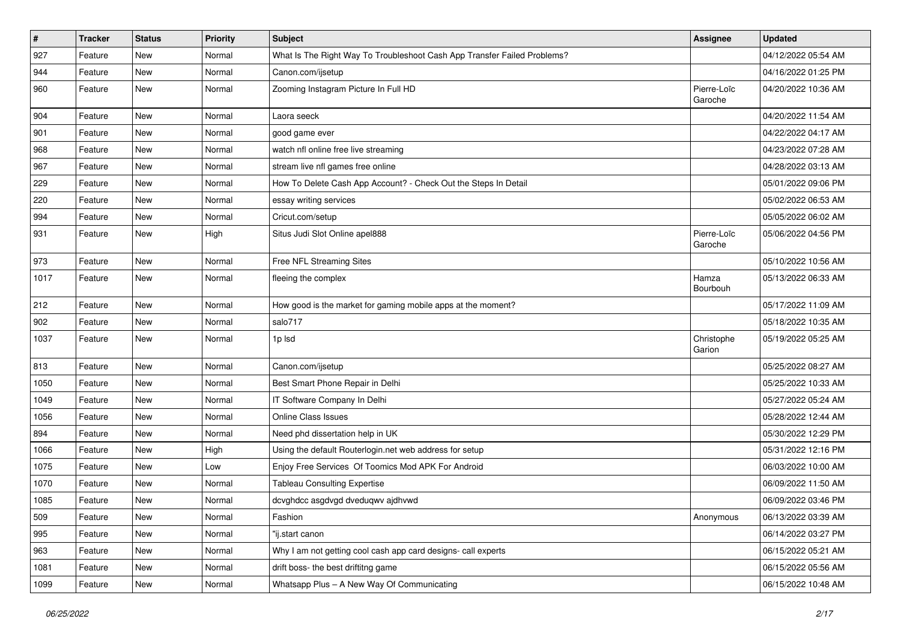| # | Tracker | Status | Priority | Subject | Assignee | Updated |
|---|---|---|---|---|---|---|
| 927 | Feature | New | Normal | What Is The Right Way To Troubleshoot Cash App Transfer Failed Problems? | | 04/12/2022 05:54 AM |
| 944 | Feature | New | Normal | Canon.com/ijsetup | | 04/16/2022 01:25 PM |
| 960 | Feature | New | Normal | Zooming Instagram Picture In Full HD | Pierre-Loïc Garoche | 04/20/2022 10:36 AM |
| 904 | Feature | New | Normal | Laora seeck | | 04/20/2022 11:54 AM |
| 901 | Feature | New | Normal | good game ever | | 04/22/2022 04:17 AM |
| 968 | Feature | New | Normal | watch nfl online free live streaming | | 04/23/2022 07:28 AM |
| 967 | Feature | New | Normal | stream live nfl games free online | | 04/28/2022 03:13 AM |
| 229 | Feature | New | Normal | How To Delete Cash App Account? - Check Out the Steps In Detail | | 05/01/2022 09:06 PM |
| 220 | Feature | New | Normal | essay writing services | | 05/02/2022 06:53 AM |
| 994 | Feature | New | Normal | Cricut.com/setup | | 05/05/2022 06:02 AM |
| 931 | Feature | New | High | Situs Judi Slot Online apel888 | Pierre-Loïc Garoche | 05/06/2022 04:56 PM |
| 973 | Feature | New | Normal | Free NFL Streaming Sites | | 05/10/2022 10:56 AM |
| 1017 | Feature | New | Normal | fleeing the complex | Hamza Bourbouh | 05/13/2022 06:33 AM |
| 212 | Feature | New | Normal | How good is the market for gaming mobile apps at the moment? | | 05/17/2022 11:09 AM |
| 902 | Feature | New | Normal | salo717 | | 05/18/2022 10:35 AM |
| 1037 | Feature | New | Normal | 1p lsd | Christophe Garion | 05/19/2022 05:25 AM |
| 813 | Feature | New | Normal | Canon.com/ijsetup | | 05/25/2022 08:27 AM |
| 1050 | Feature | New | Normal | Best Smart Phone Repair in Delhi | | 05/25/2022 10:33 AM |
| 1049 | Feature | New | Normal | IT Software Company In Delhi | | 05/27/2022 05:24 AM |
| 1056 | Feature | New | Normal | Online Class Issues | | 05/28/2022 12:44 AM |
| 894 | Feature | New | Normal | Need phd dissertation help in UK | | 05/30/2022 12:29 PM |
| 1066 | Feature | New | High | Using the default Routerlogin.net web address for setup | | 05/31/2022 12:16 PM |
| 1075 | Feature | New | Low | Enjoy Free Services Of Toomics Mod APK For Android | | 06/03/2022 10:00 AM |
| 1070 | Feature | New | Normal | Tableau Consulting Expertise | | 06/09/2022 11:50 AM |
| 1085 | Feature | New | Normal | dcvghdcc asgdvgd dveduqwv ajdhvwd | | 06/09/2022 03:46 PM |
| 509 | Feature | New | Normal | Fashion | Anonymous | 06/13/2022 03:39 AM |
| 995 | Feature | New | Normal | "ij.start canon | | 06/14/2022 03:27 PM |
| 963 | Feature | New | Normal | Why I am not getting cool cash app card designs- call experts | | 06/15/2022 05:21 AM |
| 1081 | Feature | New | Normal | drift boss- the best driftitng game | | 06/15/2022 05:56 AM |
| 1099 | Feature | New | Normal | Whatsapp Plus – A New Way Of Communicating | | 06/15/2022 10:48 AM |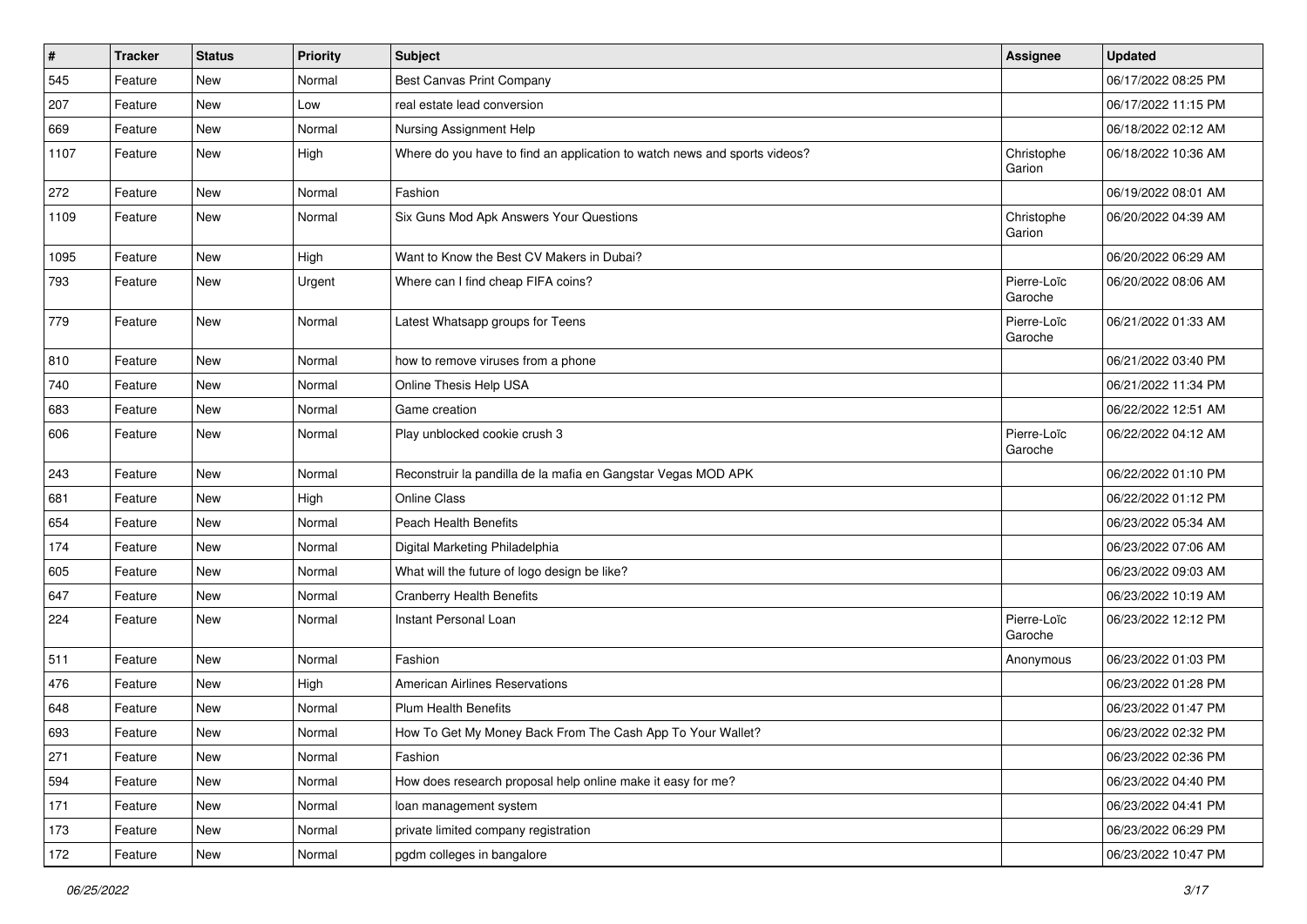| # | Tracker | Status | Priority | Subject | Assignee | Updated |
|---|---|---|---|---|---|---|
| 545 | Feature | New | Normal | Best Canvas Print Company | | 06/17/2022 08:25 PM |
| 207 | Feature | New | Low | real estate lead conversion | | 06/17/2022 11:15 PM |
| 669 | Feature | New | Normal | Nursing Assignment Help | | 06/18/2022 02:12 AM |
| 1107 | Feature | New | High | Where do you have to find an application to watch news and sports videos? | Christophe Garion | 06/18/2022 10:36 AM |
| 272 | Feature | New | Normal | Fashion | | 06/19/2022 08:01 AM |
| 1109 | Feature | New | Normal | Six Guns Mod Apk Answers Your Questions | Christophe Garion | 06/20/2022 04:39 AM |
| 1095 | Feature | New | High | Want to Know the Best CV Makers in Dubai? | | 06/20/2022 06:29 AM |
| 793 | Feature | New | Urgent | Where can I find cheap FIFA coins? | Pierre-Loïc Garoche | 06/20/2022 08:06 AM |
| 779 | Feature | New | Normal | Latest Whatsapp groups for Teens | Pierre-Loïc Garoche | 06/21/2022 01:33 AM |
| 810 | Feature | New | Normal | how to remove viruses from a phone | | 06/21/2022 03:40 PM |
| 740 | Feature | New | Normal | Online Thesis Help USA | | 06/21/2022 11:34 PM |
| 683 | Feature | New | Normal | Game creation | | 06/22/2022 12:51 AM |
| 606 | Feature | New | Normal | Play unblocked cookie crush 3 | Pierre-Loïc Garoche | 06/22/2022 04:12 AM |
| 243 | Feature | New | Normal | Reconstruir la pandilla de la mafia en Gangstar Vegas MOD APK | | 06/22/2022 01:10 PM |
| 681 | Feature | New | High | Online Class | | 06/22/2022 01:12 PM |
| 654 | Feature | New | Normal | Peach Health Benefits | | 06/23/2022 05:34 AM |
| 174 | Feature | New | Normal | Digital Marketing Philadelphia | | 06/23/2022 07:06 AM |
| 605 | Feature | New | Normal | What will the future of logo design be like? | | 06/23/2022 09:03 AM |
| 647 | Feature | New | Normal | Cranberry Health Benefits | | 06/23/2022 10:19 AM |
| 224 | Feature | New | Normal | Instant Personal Loan | Pierre-Loïc Garoche | 06/23/2022 12:12 PM |
| 511 | Feature | New | Normal | Fashion | Anonymous | 06/23/2022 01:03 PM |
| 476 | Feature | New | High | American Airlines Reservations | | 06/23/2022 01:28 PM |
| 648 | Feature | New | Normal | Plum Health Benefits | | 06/23/2022 01:47 PM |
| 693 | Feature | New | Normal | How To Get My Money Back From The Cash App To Your Wallet? | | 06/23/2022 02:32 PM |
| 271 | Feature | New | Normal | Fashion | | 06/23/2022 02:36 PM |
| 594 | Feature | New | Normal | How does research proposal help online make it easy for me? | | 06/23/2022 04:40 PM |
| 171 | Feature | New | Normal | loan management system | | 06/23/2022 04:41 PM |
| 173 | Feature | New | Normal | private limited company registration | | 06/23/2022 06:29 PM |
| 172 | Feature | New | Normal | pgdm colleges in bangalore | | 06/23/2022 10:47 PM |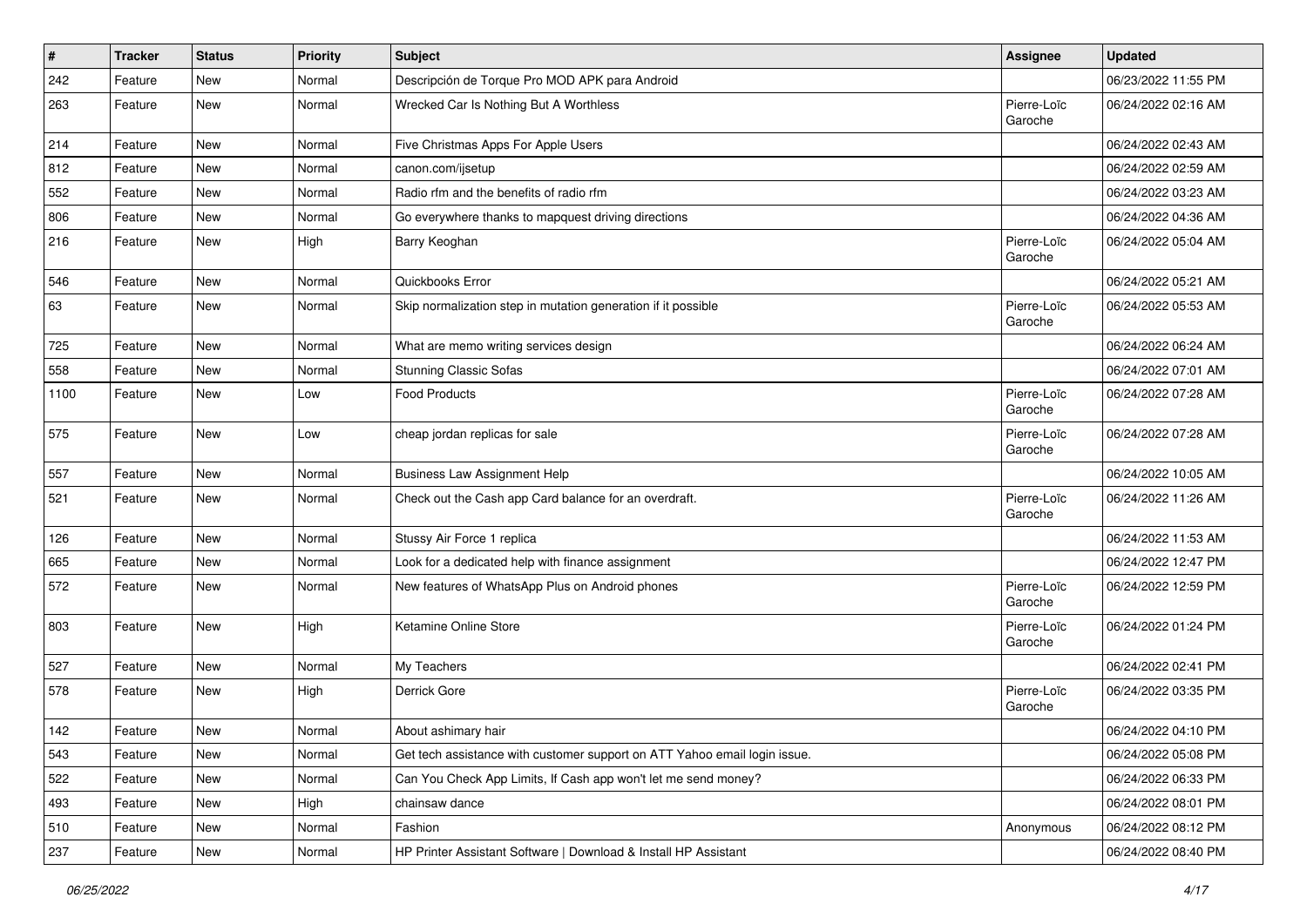| # | Tracker | Status | Priority | Subject | Assignee | Updated |
|---|---|---|---|---|---|---|
| 242 | Feature | New | Normal | Descripción de Torque Pro MOD APK para Android | | 06/23/2022 11:55 PM |
| 263 | Feature | New | Normal | Wrecked Car Is Nothing But A Worthless | Pierre-Loïc Garoche | 06/24/2022 02:16 AM |
| 214 | Feature | New | Normal | Five Christmas Apps For Apple Users | | 06/24/2022 02:43 AM |
| 812 | Feature | New | Normal | canon.com/ijsetup | | 06/24/2022 02:59 AM |
| 552 | Feature | New | Normal | Radio rfm and the benefits of radio rfm | | 06/24/2022 03:23 AM |
| 806 | Feature | New | Normal | Go everywhere thanks to mapquest driving directions | | 06/24/2022 04:36 AM |
| 216 | Feature | New | High | Barry Keoghan | Pierre-Loïc Garoche | 06/24/2022 05:04 AM |
| 546 | Feature | New | Normal | Quickbooks Error | | 06/24/2022 05:21 AM |
| 63 | Feature | New | Normal | Skip normalization step in mutation generation if it possible | Pierre-Loïc Garoche | 06/24/2022 05:53 AM |
| 725 | Feature | New | Normal | What are memo writing services design | | 06/24/2022 06:24 AM |
| 558 | Feature | New | Normal | Stunning Classic Sofas | | 06/24/2022 07:01 AM |
| 1100 | Feature | New | Low | Food Products | Pierre-Loïc Garoche | 06/24/2022 07:28 AM |
| 575 | Feature | New | Low | cheap jordan replicas for sale | Pierre-Loïc Garoche | 06/24/2022 07:28 AM |
| 557 | Feature | New | Normal | Business Law Assignment Help | | 06/24/2022 10:05 AM |
| 521 | Feature | New | Normal | Check out the Cash app Card balance for an overdraft. | Pierre-Loïc Garoche | 06/24/2022 11:26 AM |
| 126 | Feature | New | Normal | Stussy Air Force 1 replica | | 06/24/2022 11:53 AM |
| 665 | Feature | New | Normal | Look for a dedicated help with finance assignment | | 06/24/2022 12:47 PM |
| 572 | Feature | New | Normal | New features of WhatsApp Plus on Android phones | Pierre-Loïc Garoche | 06/24/2022 12:59 PM |
| 803 | Feature | New | High | Ketamine Online Store | Pierre-Loïc Garoche | 06/24/2022 01:24 PM |
| 527 | Feature | New | Normal | My Teachers | | 06/24/2022 02:41 PM |
| 578 | Feature | New | High | Derrick Gore | Pierre-Loïc Garoche | 06/24/2022 03:35 PM |
| 142 | Feature | New | Normal | About ashimary hair | | 06/24/2022 04:10 PM |
| 543 | Feature | New | Normal | Get tech assistance with customer support on ATT Yahoo email login issue. | | 06/24/2022 05:08 PM |
| 522 | Feature | New | Normal | Can You Check App Limits, If Cash app won't let me send money? | | 06/24/2022 06:33 PM |
| 493 | Feature | New | High | chainsaw dance | | 06/24/2022 08:01 PM |
| 510 | Feature | New | Normal | Fashion | Anonymous | 06/24/2022 08:12 PM |
| 237 | Feature | New | Normal | HP Printer Assistant Software \| Download & Install HP Assistant | | 06/24/2022 08:40 PM |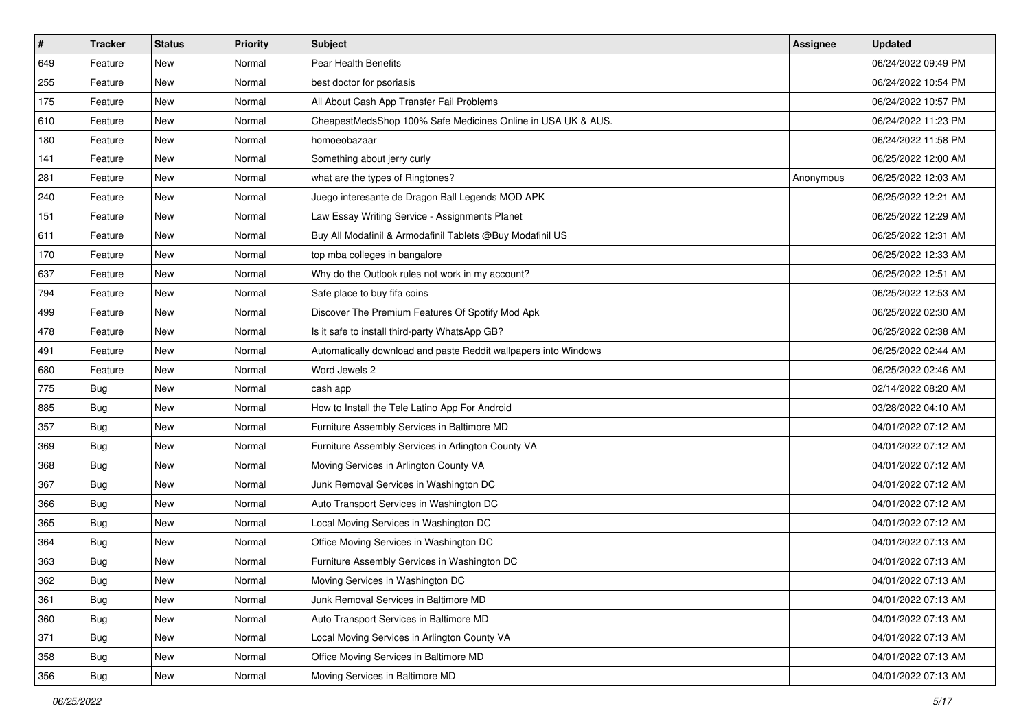| # | Tracker | Status | Priority | Subject | Assignee | Updated |
|---|---|---|---|---|---|---|
| 649 | Feature | New | Normal | Pear Health Benefits | | 06/24/2022 09:49 PM |
| 255 | Feature | New | Normal | best doctor for psoriasis | | 06/24/2022 10:54 PM |
| 175 | Feature | New | Normal | All About Cash App Transfer Fail Problems | | 06/24/2022 10:57 PM |
| 610 | Feature | New | Normal | CheapestMedsShop 100% Safe Medicines Online in USA UK & AUS. | | 06/24/2022 11:23 PM |
| 180 | Feature | New | Normal | homoeobazaar | | 06/24/2022 11:58 PM |
| 141 | Feature | New | Normal | Something about jerry curly | | 06/25/2022 12:00 AM |
| 281 | Feature | New | Normal | what are the types of Ringtones? | Anonymous | 06/25/2022 12:03 AM |
| 240 | Feature | New | Normal | Juego interesante de Dragon Ball Legends MOD APK | | 06/25/2022 12:21 AM |
| 151 | Feature | New | Normal | Law Essay Writing Service - Assignments Planet | | 06/25/2022 12:29 AM |
| 611 | Feature | New | Normal | Buy All Modafinil & Armodafinil Tablets @Buy Modafinil US | | 06/25/2022 12:31 AM |
| 170 | Feature | New | Normal | top mba colleges in bangalore | | 06/25/2022 12:33 AM |
| 637 | Feature | New | Normal | Why do the Outlook rules not work in my account? | | 06/25/2022 12:51 AM |
| 794 | Feature | New | Normal | Safe place to buy fifa coins | | 06/25/2022 12:53 AM |
| 499 | Feature | New | Normal | Discover The Premium Features Of Spotify Mod Apk | | 06/25/2022 02:30 AM |
| 478 | Feature | New | Normal | Is it safe to install third-party WhatsApp GB? | | 06/25/2022 02:38 AM |
| 491 | Feature | New | Normal | Automatically download and paste Reddit wallpapers into Windows | | 06/25/2022 02:44 AM |
| 680 | Feature | New | Normal | Word Jewels 2 | | 06/25/2022 02:46 AM |
| 775 | Bug | New | Normal | cash app | | 02/14/2022 08:20 AM |
| 885 | Bug | New | Normal | How to Install the Tele Latino App For Android | | 03/28/2022 04:10 AM |
| 357 | Bug | New | Normal | Furniture Assembly Services in Baltimore MD | | 04/01/2022 07:12 AM |
| 369 | Bug | New | Normal | Furniture Assembly Services in Arlington County VA | | 04/01/2022 07:12 AM |
| 368 | Bug | New | Normal | Moving Services in Arlington County VA | | 04/01/2022 07:12 AM |
| 367 | Bug | New | Normal | Junk Removal Services in Washington DC | | 04/01/2022 07:12 AM |
| 366 | Bug | New | Normal | Auto Transport Services in Washington DC | | 04/01/2022 07:12 AM |
| 365 | Bug | New | Normal | Local Moving Services in Washington DC | | 04/01/2022 07:12 AM |
| 364 | Bug | New | Normal | Office Moving Services in Washington DC | | 04/01/2022 07:13 AM |
| 363 | Bug | New | Normal | Furniture Assembly Services in Washington DC | | 04/01/2022 07:13 AM |
| 362 | Bug | New | Normal | Moving Services in Washington DC | | 04/01/2022 07:13 AM |
| 361 | Bug | New | Normal | Junk Removal Services in Baltimore MD | | 04/01/2022 07:13 AM |
| 360 | Bug | New | Normal | Auto Transport Services in Baltimore MD | | 04/01/2022 07:13 AM |
| 371 | Bug | New | Normal | Local Moving Services in Arlington County VA | | 04/01/2022 07:13 AM |
| 358 | Bug | New | Normal | Office Moving Services in Baltimore MD | | 04/01/2022 07:13 AM |
| 356 | Bug | New | Normal | Moving Services in Baltimore MD | | 04/01/2022 07:13 AM |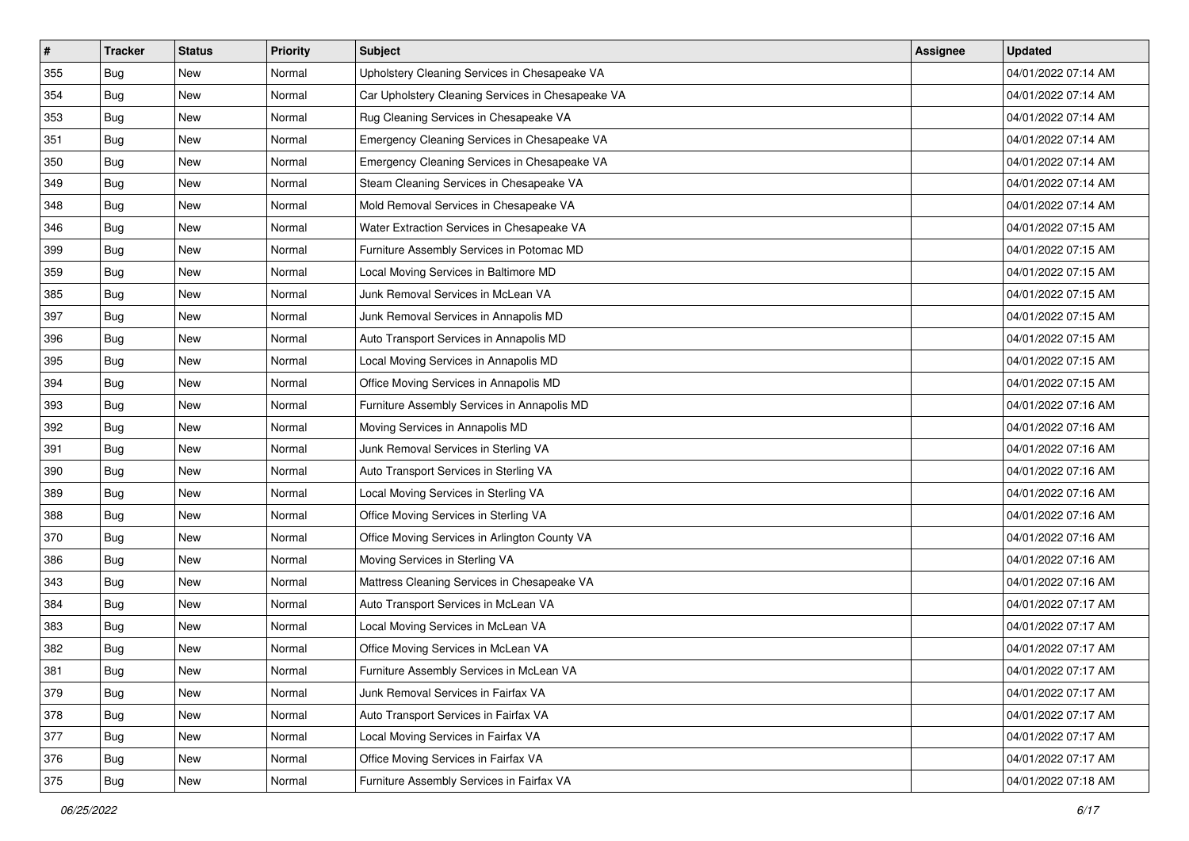| # | Tracker | Status | Priority | Subject | Assignee | Updated |
|---|---|---|---|---|---|---|
| 355 | Bug | New | Normal | Upholstery Cleaning Services in Chesapeake VA | | 04/01/2022 07:14 AM |
| 354 | Bug | New | Normal | Car Upholstery Cleaning Services in Chesapeake VA | | 04/01/2022 07:14 AM |
| 353 | Bug | New | Normal | Rug Cleaning Services in Chesapeake VA | | 04/01/2022 07:14 AM |
| 351 | Bug | New | Normal | Emergency Cleaning Services in Chesapeake VA | | 04/01/2022 07:14 AM |
| 350 | Bug | New | Normal | Emergency Cleaning Services in Chesapeake VA | | 04/01/2022 07:14 AM |
| 349 | Bug | New | Normal | Steam Cleaning Services in Chesapeake VA | | 04/01/2022 07:14 AM |
| 348 | Bug | New | Normal | Mold Removal Services in Chesapeake VA | | 04/01/2022 07:14 AM |
| 346 | Bug | New | Normal | Water Extraction Services in Chesapeake VA | | 04/01/2022 07:15 AM |
| 399 | Bug | New | Normal | Furniture Assembly Services in Potomac MD | | 04/01/2022 07:15 AM |
| 359 | Bug | New | Normal | Local Moving Services in Baltimore MD | | 04/01/2022 07:15 AM |
| 385 | Bug | New | Normal | Junk Removal Services in McLean VA | | 04/01/2022 07:15 AM |
| 397 | Bug | New | Normal | Junk Removal Services in Annapolis MD | | 04/01/2022 07:15 AM |
| 396 | Bug | New | Normal | Auto Transport Services in Annapolis MD | | 04/01/2022 07:15 AM |
| 395 | Bug | New | Normal | Local Moving Services in Annapolis MD | | 04/01/2022 07:15 AM |
| 394 | Bug | New | Normal | Office Moving Services in Annapolis MD | | 04/01/2022 07:15 AM |
| 393 | Bug | New | Normal | Furniture Assembly Services in Annapolis MD | | 04/01/2022 07:16 AM |
| 392 | Bug | New | Normal | Moving Services in Annapolis MD | | 04/01/2022 07:16 AM |
| 391 | Bug | New | Normal | Junk Removal Services in Sterling VA | | 04/01/2022 07:16 AM |
| 390 | Bug | New | Normal | Auto Transport Services in Sterling VA | | 04/01/2022 07:16 AM |
| 389 | Bug | New | Normal | Local Moving Services in Sterling VA | | 04/01/2022 07:16 AM |
| 388 | Bug | New | Normal | Office Moving Services in Sterling VA | | 04/01/2022 07:16 AM |
| 370 | Bug | New | Normal | Office Moving Services in Arlington County VA | | 04/01/2022 07:16 AM |
| 386 | Bug | New | Normal | Moving Services in Sterling VA | | 04/01/2022 07:16 AM |
| 343 | Bug | New | Normal | Mattress Cleaning Services in Chesapeake VA | | 04/01/2022 07:16 AM |
| 384 | Bug | New | Normal | Auto Transport Services in McLean VA | | 04/01/2022 07:17 AM |
| 383 | Bug | New | Normal | Local Moving Services in McLean VA | | 04/01/2022 07:17 AM |
| 382 | Bug | New | Normal | Office Moving Services in McLean VA | | 04/01/2022 07:17 AM |
| 381 | Bug | New | Normal | Furniture Assembly Services in McLean VA | | 04/01/2022 07:17 AM |
| 379 | Bug | New | Normal | Junk Removal Services in Fairfax VA | | 04/01/2022 07:17 AM |
| 378 | Bug | New | Normal | Auto Transport Services in Fairfax VA | | 04/01/2022 07:17 AM |
| 377 | Bug | New | Normal | Local Moving Services in Fairfax VA | | 04/01/2022 07:17 AM |
| 376 | Bug | New | Normal | Office Moving Services in Fairfax VA | | 04/01/2022 07:17 AM |
| 375 | Bug | New | Normal | Furniture Assembly Services in Fairfax VA | | 04/01/2022 07:18 AM |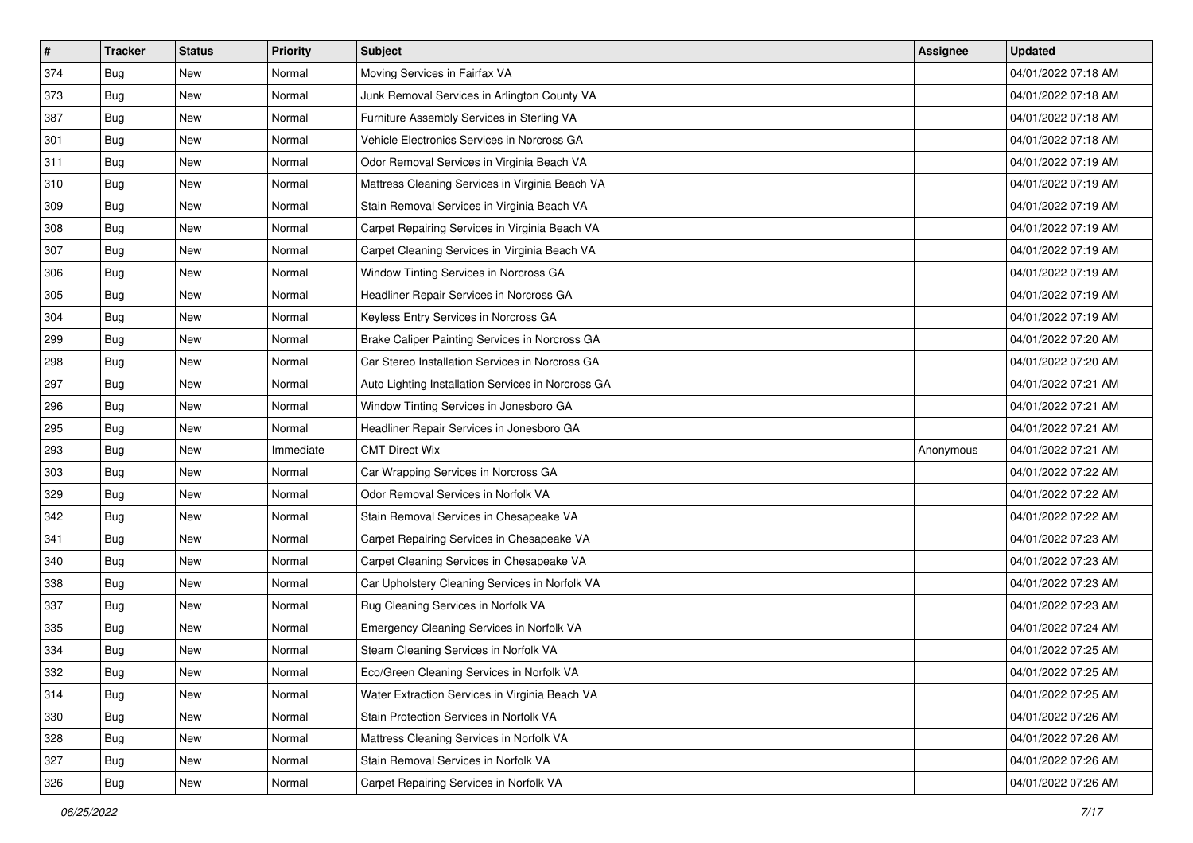| # | Tracker | Status | Priority | Subject | Assignee | Updated |
| --- | --- | --- | --- | --- | --- | --- |
| 374 | Bug | New | Normal | Moving Services in Fairfax VA | | 04/01/2022 07:18 AM |
| 373 | Bug | New | Normal | Junk Removal Services in Arlington County VA | | 04/01/2022 07:18 AM |
| 387 | Bug | New | Normal | Furniture Assembly Services in Sterling VA | | 04/01/2022 07:18 AM |
| 301 | Bug | New | Normal | Vehicle Electronics Services in Norcross GA | | 04/01/2022 07:18 AM |
| 311 | Bug | New | Normal | Odor Removal Services in Virginia Beach VA | | 04/01/2022 07:19 AM |
| 310 | Bug | New | Normal | Mattress Cleaning Services in Virginia Beach VA | | 04/01/2022 07:19 AM |
| 309 | Bug | New | Normal | Stain Removal Services in Virginia Beach VA | | 04/01/2022 07:19 AM |
| 308 | Bug | New | Normal | Carpet Repairing Services in Virginia Beach VA | | 04/01/2022 07:19 AM |
| 307 | Bug | New | Normal | Carpet Cleaning Services in Virginia Beach VA | | 04/01/2022 07:19 AM |
| 306 | Bug | New | Normal | Window Tinting Services in Norcross GA | | 04/01/2022 07:19 AM |
| 305 | Bug | New | Normal | Headliner Repair Services in Norcross GA | | 04/01/2022 07:19 AM |
| 304 | Bug | New | Normal | Keyless Entry Services in Norcross GA | | 04/01/2022 07:19 AM |
| 299 | Bug | New | Normal | Brake Caliper Painting Services in Norcross GA | | 04/01/2022 07:20 AM |
| 298 | Bug | New | Normal | Car Stereo Installation Services in Norcross GA | | 04/01/2022 07:20 AM |
| 297 | Bug | New | Normal | Auto Lighting Installation Services in Norcross GA | | 04/01/2022 07:21 AM |
| 296 | Bug | New | Normal | Window Tinting Services in Jonesboro GA | | 04/01/2022 07:21 AM |
| 295 | Bug | New | Normal | Headliner Repair Services in Jonesboro GA | | 04/01/2022 07:21 AM |
| 293 | Bug | New | Immediate | CMT Direct Wix | Anonymous | 04/01/2022 07:21 AM |
| 303 | Bug | New | Normal | Car Wrapping Services in Norcross GA | | 04/01/2022 07:22 AM |
| 329 | Bug | New | Normal | Odor Removal Services in Norfolk VA | | 04/01/2022 07:22 AM |
| 342 | Bug | New | Normal | Stain Removal Services in Chesapeake VA | | 04/01/2022 07:22 AM |
| 341 | Bug | New | Normal | Carpet Repairing Services in Chesapeake VA | | 04/01/2022 07:23 AM |
| 340 | Bug | New | Normal | Carpet Cleaning Services in Chesapeake VA | | 04/01/2022 07:23 AM |
| 338 | Bug | New | Normal | Car Upholstery Cleaning Services in Norfolk VA | | 04/01/2022 07:23 AM |
| 337 | Bug | New | Normal | Rug Cleaning Services in Norfolk VA | | 04/01/2022 07:23 AM |
| 335 | Bug | New | Normal | Emergency Cleaning Services in Norfolk VA | | 04/01/2022 07:24 AM |
| 334 | Bug | New | Normal | Steam Cleaning Services in Norfolk VA | | 04/01/2022 07:25 AM |
| 332 | Bug | New | Normal | Eco/Green Cleaning Services in Norfolk VA | | 04/01/2022 07:25 AM |
| 314 | Bug | New | Normal | Water Extraction Services in Virginia Beach VA | | 04/01/2022 07:25 AM |
| 330 | Bug | New | Normal | Stain Protection Services in Norfolk VA | | 04/01/2022 07:26 AM |
| 328 | Bug | New | Normal | Mattress Cleaning Services in Norfolk VA | | 04/01/2022 07:26 AM |
| 327 | Bug | New | Normal | Stain Removal Services in Norfolk VA | | 04/01/2022 07:26 AM |
| 326 | Bug | New | Normal | Carpet Repairing Services in Norfolk VA | | 04/01/2022 07:26 AM |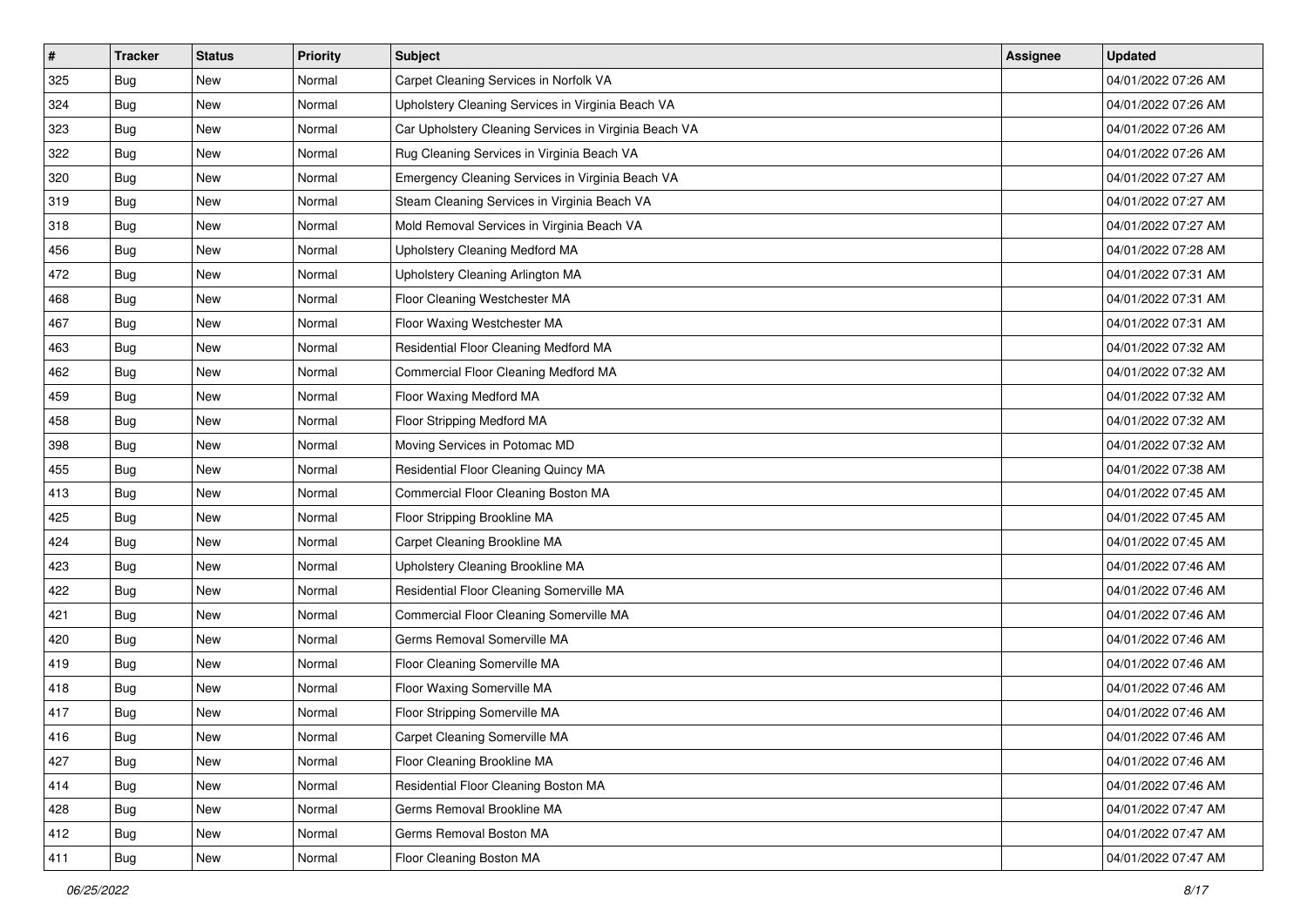| # | Tracker | Status | Priority | Subject | Assignee | Updated |
|---|---|---|---|---|---|---|
| 325 | Bug | New | Normal | Carpet Cleaning Services in Norfolk VA | | 04/01/2022 07:26 AM |
| 324 | Bug | New | Normal | Upholstery Cleaning Services in Virginia Beach VA | | 04/01/2022 07:26 AM |
| 323 | Bug | New | Normal | Car Upholstery Cleaning Services in Virginia Beach VA | | 04/01/2022 07:26 AM |
| 322 | Bug | New | Normal | Rug Cleaning Services in Virginia Beach VA | | 04/01/2022 07:26 AM |
| 320 | Bug | New | Normal | Emergency Cleaning Services in Virginia Beach VA | | 04/01/2022 07:27 AM |
| 319 | Bug | New | Normal | Steam Cleaning Services in Virginia Beach VA | | 04/01/2022 07:27 AM |
| 318 | Bug | New | Normal | Mold Removal Services in Virginia Beach VA | | 04/01/2022 07:27 AM |
| 456 | Bug | New | Normal | Upholstery Cleaning Medford MA | | 04/01/2022 07:28 AM |
| 472 | Bug | New | Normal | Upholstery Cleaning Arlington MA | | 04/01/2022 07:31 AM |
| 468 | Bug | New | Normal | Floor Cleaning Westchester MA | | 04/01/2022 07:31 AM |
| 467 | Bug | New | Normal | Floor Waxing Westchester MA | | 04/01/2022 07:31 AM |
| 463 | Bug | New | Normal | Residential Floor Cleaning Medford MA | | 04/01/2022 07:32 AM |
| 462 | Bug | New | Normal | Commercial Floor Cleaning Medford MA | | 04/01/2022 07:32 AM |
| 459 | Bug | New | Normal | Floor Waxing Medford MA | | 04/01/2022 07:32 AM |
| 458 | Bug | New | Normal | Floor Stripping Medford MA | | 04/01/2022 07:32 AM |
| 398 | Bug | New | Normal | Moving Services in Potomac MD | | 04/01/2022 07:32 AM |
| 455 | Bug | New | Normal | Residential Floor Cleaning Quincy MA | | 04/01/2022 07:38 AM |
| 413 | Bug | New | Normal | Commercial Floor Cleaning Boston MA | | 04/01/2022 07:45 AM |
| 425 | Bug | New | Normal | Floor Stripping Brookline MA | | 04/01/2022 07:45 AM |
| 424 | Bug | New | Normal | Carpet Cleaning Brookline MA | | 04/01/2022 07:45 AM |
| 423 | Bug | New | Normal | Upholstery Cleaning Brookline MA | | 04/01/2022 07:46 AM |
| 422 | Bug | New | Normal | Residential Floor Cleaning Somerville MA | | 04/01/2022 07:46 AM |
| 421 | Bug | New | Normal | Commercial Floor Cleaning Somerville MA | | 04/01/2022 07:46 AM |
| 420 | Bug | New | Normal | Germs Removal Somerville MA | | 04/01/2022 07:46 AM |
| 419 | Bug | New | Normal | Floor Cleaning Somerville MA | | 04/01/2022 07:46 AM |
| 418 | Bug | New | Normal | Floor Waxing Somerville MA | | 04/01/2022 07:46 AM |
| 417 | Bug | New | Normal | Floor Stripping Somerville MA | | 04/01/2022 07:46 AM |
| 416 | Bug | New | Normal | Carpet Cleaning Somerville MA | | 04/01/2022 07:46 AM |
| 427 | Bug | New | Normal | Floor Cleaning Brookline MA | | 04/01/2022 07:46 AM |
| 414 | Bug | New | Normal | Residential Floor Cleaning Boston MA | | 04/01/2022 07:46 AM |
| 428 | Bug | New | Normal | Germs Removal Brookline MA | | 04/01/2022 07:47 AM |
| 412 | Bug | New | Normal | Germs Removal Boston MA | | 04/01/2022 07:47 AM |
| 411 | Bug | New | Normal | Floor Cleaning Boston MA | | 04/01/2022 07:47 AM |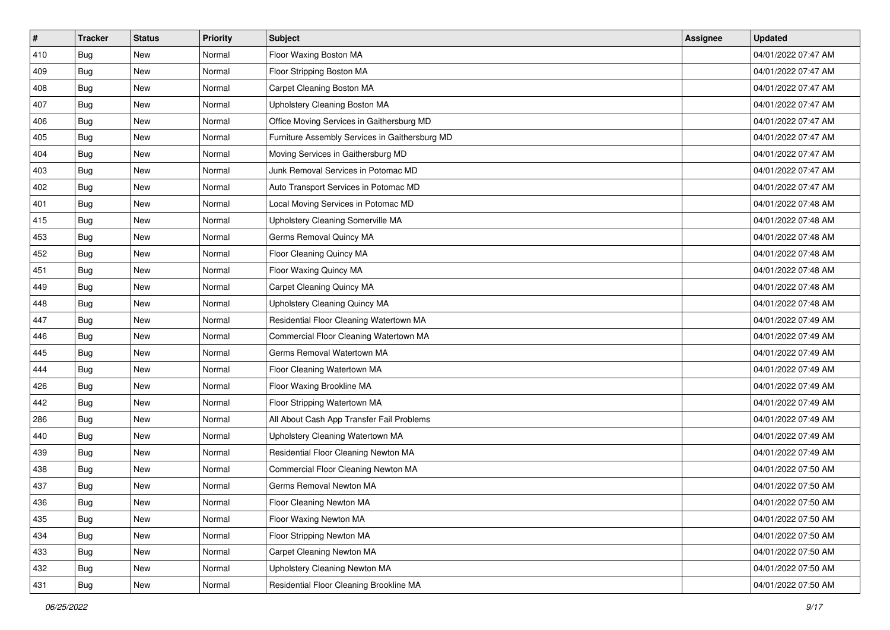| # | Tracker | Status | Priority | Subject | Assignee | Updated |
| --- | --- | --- | --- | --- | --- | --- |
| 410 | Bug | New | Normal | Floor Waxing Boston MA | | 04/01/2022 07:47 AM |
| 409 | Bug | New | Normal | Floor Stripping Boston MA | | 04/01/2022 07:47 AM |
| 408 | Bug | New | Normal | Carpet Cleaning Boston MA | | 04/01/2022 07:47 AM |
| 407 | Bug | New | Normal | Upholstery Cleaning Boston MA | | 04/01/2022 07:47 AM |
| 406 | Bug | New | Normal | Office Moving Services in Gaithersburg MD | | 04/01/2022 07:47 AM |
| 405 | Bug | New | Normal | Furniture Assembly Services in Gaithersburg MD | | 04/01/2022 07:47 AM |
| 404 | Bug | New | Normal | Moving Services in Gaithersburg MD | | 04/01/2022 07:47 AM |
| 403 | Bug | New | Normal | Junk Removal Services in Potomac MD | | 04/01/2022 07:47 AM |
| 402 | Bug | New | Normal | Auto Transport Services in Potomac MD | | 04/01/2022 07:47 AM |
| 401 | Bug | New | Normal | Local Moving Services in Potomac MD | | 04/01/2022 07:48 AM |
| 415 | Bug | New | Normal | Upholstery Cleaning Somerville MA | | 04/01/2022 07:48 AM |
| 453 | Bug | New | Normal | Germs Removal Quincy MA | | 04/01/2022 07:48 AM |
| 452 | Bug | New | Normal | Floor Cleaning Quincy MA | | 04/01/2022 07:48 AM |
| 451 | Bug | New | Normal | Floor Waxing Quincy MA | | 04/01/2022 07:48 AM |
| 449 | Bug | New | Normal | Carpet Cleaning Quincy MA | | 04/01/2022 07:48 AM |
| 448 | Bug | New | Normal | Upholstery Cleaning Quincy MA | | 04/01/2022 07:48 AM |
| 447 | Bug | New | Normal | Residential Floor Cleaning Watertown MA | | 04/01/2022 07:49 AM |
| 446 | Bug | New | Normal | Commercial Floor Cleaning Watertown MA | | 04/01/2022 07:49 AM |
| 445 | Bug | New | Normal | Germs Removal Watertown MA | | 04/01/2022 07:49 AM |
| 444 | Bug | New | Normal | Floor Cleaning Watertown MA | | 04/01/2022 07:49 AM |
| 426 | Bug | New | Normal | Floor Waxing Brookline MA | | 04/01/2022 07:49 AM |
| 442 | Bug | New | Normal | Floor Stripping Watertown MA | | 04/01/2022 07:49 AM |
| 286 | Bug | New | Normal | All About Cash App Transfer Fail Problems | | 04/01/2022 07:49 AM |
| 440 | Bug | New | Normal | Upholstery Cleaning Watertown MA | | 04/01/2022 07:49 AM |
| 439 | Bug | New | Normal | Residential Floor Cleaning Newton MA | | 04/01/2022 07:49 AM |
| 438 | Bug | New | Normal | Commercial Floor Cleaning Newton MA | | 04/01/2022 07:50 AM |
| 437 | Bug | New | Normal | Germs Removal Newton MA | | 04/01/2022 07:50 AM |
| 436 | Bug | New | Normal | Floor Cleaning Newton MA | | 04/01/2022 07:50 AM |
| 435 | Bug | New | Normal | Floor Waxing Newton MA | | 04/01/2022 07:50 AM |
| 434 | Bug | New | Normal | Floor Stripping Newton MA | | 04/01/2022 07:50 AM |
| 433 | Bug | New | Normal | Carpet Cleaning Newton MA | | 04/01/2022 07:50 AM |
| 432 | Bug | New | Normal | Upholstery Cleaning Newton MA | | 04/01/2022 07:50 AM |
| 431 | Bug | New | Normal | Residential Floor Cleaning Brookline MA | | 04/01/2022 07:50 AM |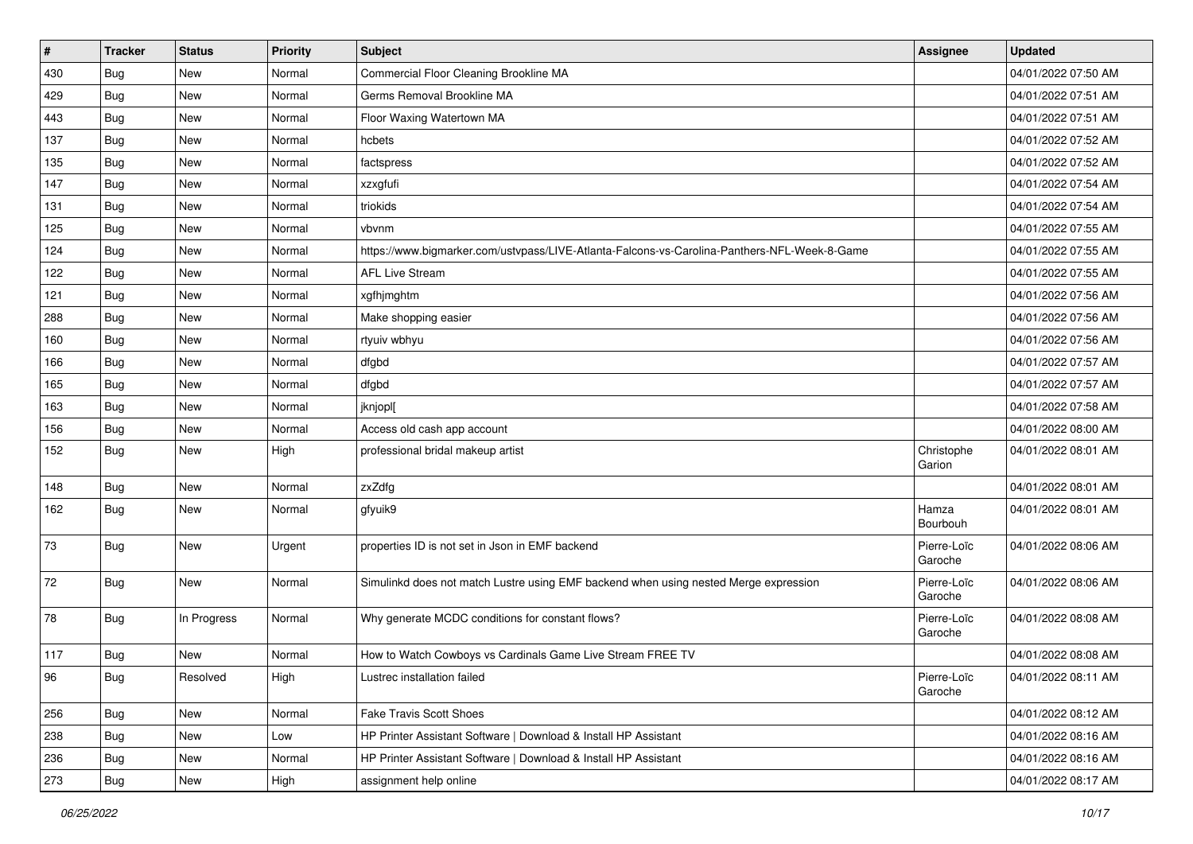| # | Tracker | Status | Priority | Subject | Assignee | Updated |
|---|---|---|---|---|---|---|
| 430 | Bug | New | Normal | Commercial Floor Cleaning Brookline MA | | 04/01/2022 07:50 AM |
| 429 | Bug | New | Normal | Germs Removal Brookline MA | | 04/01/2022 07:51 AM |
| 443 | Bug | New | Normal | Floor Waxing Watertown MA | | 04/01/2022 07:51 AM |
| 137 | Bug | New | Normal | hcbets | | 04/01/2022 07:52 AM |
| 135 | Bug | New | Normal | factspress | | 04/01/2022 07:52 AM |
| 147 | Bug | New | Normal | xzxgfufi | | 04/01/2022 07:54 AM |
| 131 | Bug | New | Normal | triokids | | 04/01/2022 07:54 AM |
| 125 | Bug | New | Normal | vbvnm | | 04/01/2022 07:55 AM |
| 124 | Bug | New | Normal | https://www.bigmarker.com/ustvpass/LIVE-Atlanta-Falcons-vs-Carolina-Panthers-NFL-Week-8-Game | | 04/01/2022 07:55 AM |
| 122 | Bug | New | Normal | AFL Live Stream | | 04/01/2022 07:55 AM |
| 121 | Bug | New | Normal | xgfhjmghtm | | 04/01/2022 07:56 AM |
| 288 | Bug | New | Normal | Make shopping easier | | 04/01/2022 07:56 AM |
| 160 | Bug | New | Normal | rtyuiv wbhyu | | 04/01/2022 07:56 AM |
| 166 | Bug | New | Normal | dfgbd | | 04/01/2022 07:57 AM |
| 165 | Bug | New | Normal | dfgbd | | 04/01/2022 07:57 AM |
| 163 | Bug | New | Normal | jknjopl[ | | 04/01/2022 07:58 AM |
| 156 | Bug | New | Normal | Access old cash app account | | 04/01/2022 08:00 AM |
| 152 | Bug | New | High | professional bridal makeup artist | Christophe Garion | 04/01/2022 08:01 AM |
| 148 | Bug | New | Normal | zxZdfg | | 04/01/2022 08:01 AM |
| 162 | Bug | New | Normal | gfyuik9 | Hamza Bourbouh | 04/01/2022 08:01 AM |
| 73 | Bug | New | Urgent | properties ID is not set in Json in EMF backend | Pierre-Loïc Garoche | 04/01/2022 08:06 AM |
| 72 | Bug | New | Normal | Simulinkd does not match Lustre using EMF backend when using nested Merge expression | Pierre-Loïc Garoche | 04/01/2022 08:06 AM |
| 78 | Bug | In Progress | Normal | Why generate MCDC conditions for constant flows? | Pierre-Loïc Garoche | 04/01/2022 08:08 AM |
| 117 | Bug | New | Normal | How to Watch Cowboys vs Cardinals Game Live Stream FREE TV | | 04/01/2022 08:08 AM |
| 96 | Bug | Resolved | High | Lustrec installation failed | Pierre-Loïc Garoche | 04/01/2022 08:11 AM |
| 256 | Bug | New | Normal | Fake Travis Scott Shoes | | 04/01/2022 08:12 AM |
| 238 | Bug | New | Low | HP Printer Assistant Software \| Download & Install HP Assistant | | 04/01/2022 08:16 AM |
| 236 | Bug | New | Normal | HP Printer Assistant Software \| Download & Install HP Assistant | | 04/01/2022 08:16 AM |
| 273 | Bug | New | High | assignment help online | | 04/01/2022 08:17 AM |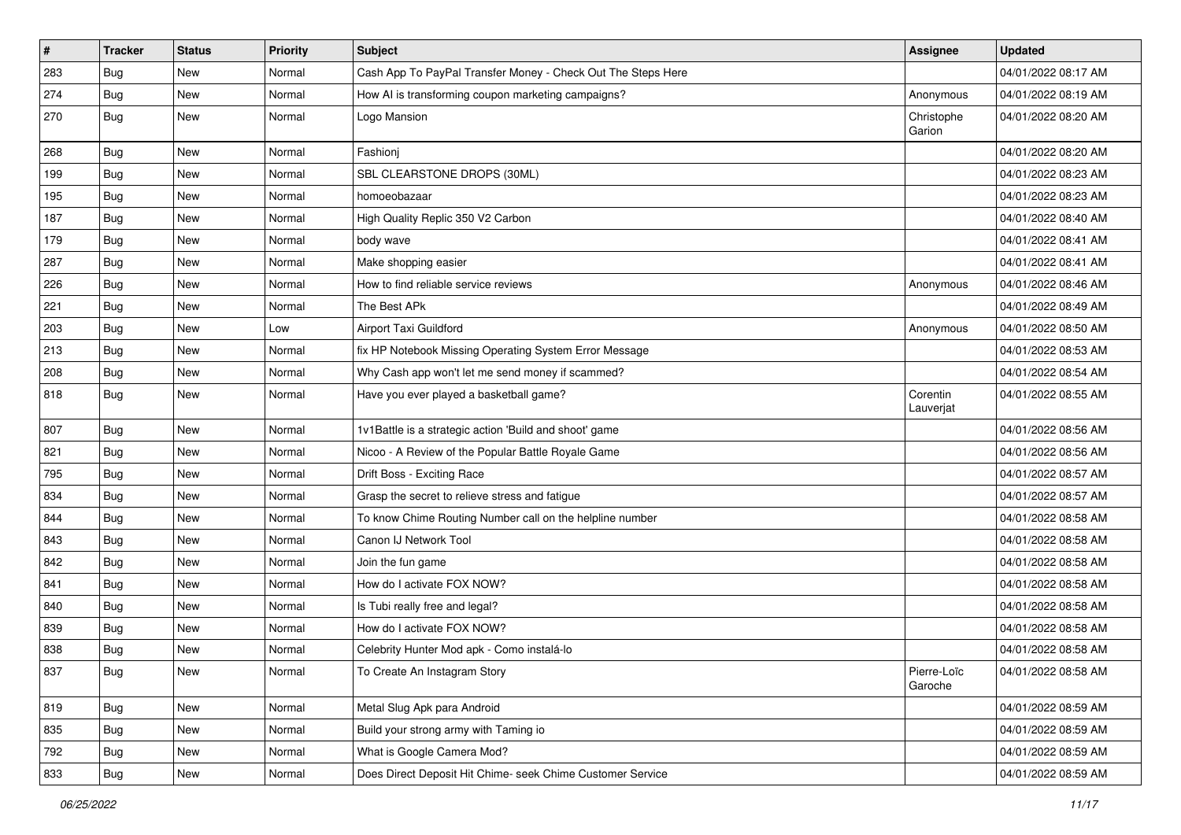| # | Tracker | Status | Priority | Subject | Assignee | Updated |
|---|---|---|---|---|---|---|
| 283 | Bug | New | Normal | Cash App To PayPal Transfer Money - Check Out The Steps Here | | 04/01/2022 08:17 AM |
| 274 | Bug | New | Normal | How AI is transforming coupon marketing campaigns? | Anonymous | 04/01/2022 08:19 AM |
| 270 | Bug | New | Normal | Logo Mansion | Christophe Garion | 04/01/2022 08:20 AM |
| 268 | Bug | New | Normal | Fashionj | | 04/01/2022 08:20 AM |
| 199 | Bug | New | Normal | SBL CLEARSTONE DROPS (30ML) | | 04/01/2022 08:23 AM |
| 195 | Bug | New | Normal | homoeobazaar | | 04/01/2022 08:23 AM |
| 187 | Bug | New | Normal | High Quality Replic 350 V2 Carbon | | 04/01/2022 08:40 AM |
| 179 | Bug | New | Normal | body wave | | 04/01/2022 08:41 AM |
| 287 | Bug | New | Normal | Make shopping easier | | 04/01/2022 08:41 AM |
| 226 | Bug | New | Normal | How to find reliable service reviews | Anonymous | 04/01/2022 08:46 AM |
| 221 | Bug | New | Normal | The Best APk | | 04/01/2022 08:49 AM |
| 203 | Bug | New | Low | Airport Taxi Guildford | Anonymous | 04/01/2022 08:50 AM |
| 213 | Bug | New | Normal | fix HP Notebook Missing Operating System Error Message | | 04/01/2022 08:53 AM |
| 208 | Bug | New | Normal | Why Cash app won't let me send money if scammed? | | 04/01/2022 08:54 AM |
| 818 | Bug | New | Normal | Have you ever played a basketball game? | Corentin Lauverjat | 04/01/2022 08:55 AM |
| 807 | Bug | New | Normal | 1v1Battle is a strategic action 'Build and shoot' game | | 04/01/2022 08:56 AM |
| 821 | Bug | New | Normal | Nicoo - A Review of the Popular Battle Royale Game | | 04/01/2022 08:56 AM |
| 795 | Bug | New | Normal | Drift Boss - Exciting Race | | 04/01/2022 08:57 AM |
| 834 | Bug | New | Normal | Grasp the secret to relieve stress and fatigue | | 04/01/2022 08:57 AM |
| 844 | Bug | New | Normal | To know Chime Routing Number call on the helpline number | | 04/01/2022 08:58 AM |
| 843 | Bug | New | Normal | Canon IJ Network Tool | | 04/01/2022 08:58 AM |
| 842 | Bug | New | Normal | Join the fun game | | 04/01/2022 08:58 AM |
| 841 | Bug | New | Normal | How do I activate FOX NOW? | | 04/01/2022 08:58 AM |
| 840 | Bug | New | Normal | Is Tubi really free and legal? | | 04/01/2022 08:58 AM |
| 839 | Bug | New | Normal | How do I activate FOX NOW? | | 04/01/2022 08:58 AM |
| 838 | Bug | New | Normal | Celebrity Hunter Mod apk - Como instalá-lo | | 04/01/2022 08:58 AM |
| 837 | Bug | New | Normal | To Create An Instagram Story | Pierre-Loïc Garoche | 04/01/2022 08:58 AM |
| 819 | Bug | New | Normal | Metal Slug Apk para Android | | 04/01/2022 08:59 AM |
| 835 | Bug | New | Normal | Build your strong army with Taming io | | 04/01/2022 08:59 AM |
| 792 | Bug | New | Normal | What is Google Camera Mod? | | 04/01/2022 08:59 AM |
| 833 | Bug | New | Normal | Does Direct Deposit Hit Chime- seek Chime Customer Service | | 04/01/2022 08:59 AM |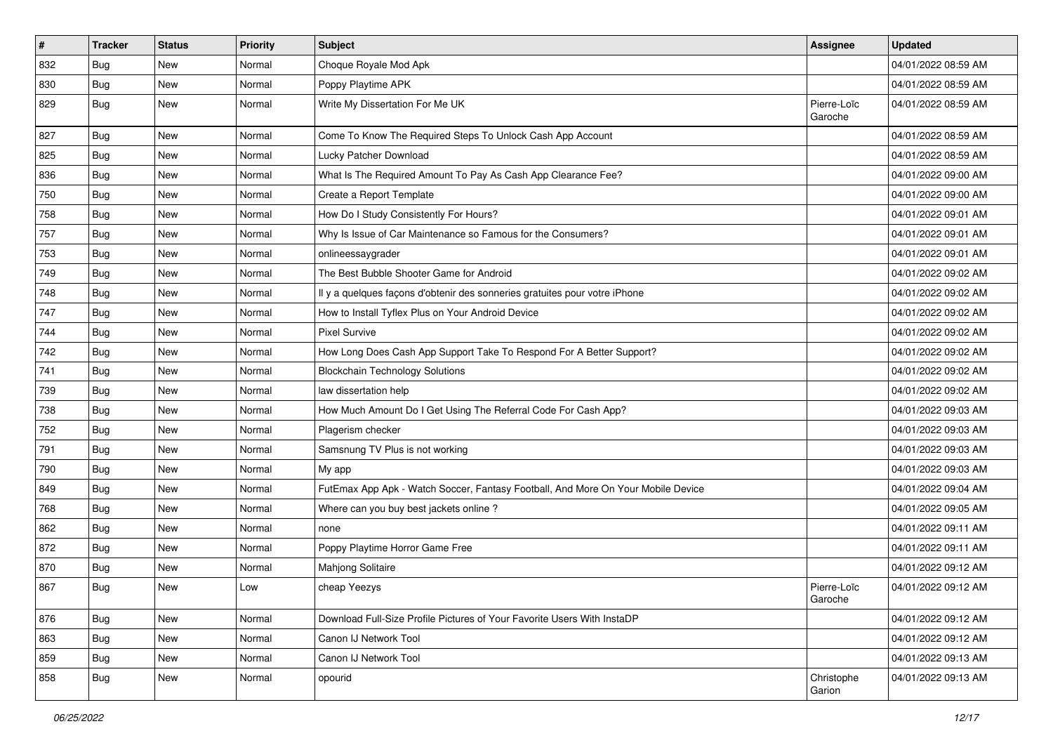| # | Tracker | Status | Priority | Subject | Assignee | Updated |
|---|---|---|---|---|---|---|
| 832 | Bug | New | Normal | Choque Royale Mod Apk | | 04/01/2022 08:59 AM |
| 830 | Bug | New | Normal | Poppy Playtime APK | | 04/01/2022 08:59 AM |
| 829 | Bug | New | Normal | Write My Dissertation For Me UK | Pierre-Loïc Garoche | 04/01/2022 08:59 AM |
| 827 | Bug | New | Normal | Come To Know The Required Steps To Unlock Cash App Account | | 04/01/2022 08:59 AM |
| 825 | Bug | New | Normal | Lucky Patcher Download | | 04/01/2022 08:59 AM |
| 836 | Bug | New | Normal | What Is The Required Amount To Pay As Cash App Clearance Fee? | | 04/01/2022 09:00 AM |
| 750 | Bug | New | Normal | Create a Report Template | | 04/01/2022 09:00 AM |
| 758 | Bug | New | Normal | How Do I Study Consistently For Hours? | | 04/01/2022 09:01 AM |
| 757 | Bug | New | Normal | Why Is Issue of Car Maintenance so Famous for the Consumers? | | 04/01/2022 09:01 AM |
| 753 | Bug | New | Normal | onlineessaygrader | | 04/01/2022 09:01 AM |
| 749 | Bug | New | Normal | The Best Bubble Shooter Game for Android | | 04/01/2022 09:02 AM |
| 748 | Bug | New | Normal | Il y a quelques façons d'obtenir des sonneries gratuites pour votre iPhone | | 04/01/2022 09:02 AM |
| 747 | Bug | New | Normal | How to Install Tyflex Plus on Your Android Device | | 04/01/2022 09:02 AM |
| 744 | Bug | New | Normal | Pixel Survive | | 04/01/2022 09:02 AM |
| 742 | Bug | New | Normal | How Long Does Cash App Support Take To Respond For A Better Support? | | 04/01/2022 09:02 AM |
| 741 | Bug | New | Normal | Blockchain Technology Solutions | | 04/01/2022 09:02 AM |
| 739 | Bug | New | Normal | law dissertation help | | 04/01/2022 09:02 AM |
| 738 | Bug | New | Normal | How Much Amount Do I Get Using The Referral Code For Cash App? | | 04/01/2022 09:03 AM |
| 752 | Bug | New | Normal | Plagerism checker | | 04/01/2022 09:03 AM |
| 791 | Bug | New | Normal | Samsnung TV Plus is not working | | 04/01/2022 09:03 AM |
| 790 | Bug | New | Normal | My app | | 04/01/2022 09:03 AM |
| 849 | Bug | New | Normal | FutEmax App Apk - Watch Soccer, Fantasy Football, And More On Your Mobile Device | | 04/01/2022 09:04 AM |
| 768 | Bug | New | Normal | Where can you buy best jackets online ? | | 04/01/2022 09:05 AM |
| 862 | Bug | New | Normal | none | | 04/01/2022 09:11 AM |
| 872 | Bug | New | Normal | Poppy Playtime Horror Game Free | | 04/01/2022 09:11 AM |
| 870 | Bug | New | Normal | Mahjong Solitaire | | 04/01/2022 09:12 AM |
| 867 | Bug | New | Low | cheap Yeezys | Pierre-Loïc Garoche | 04/01/2022 09:12 AM |
| 876 | Bug | New | Normal | Download Full-Size Profile Pictures of Your Favorite Users With InstaDP | | 04/01/2022 09:12 AM |
| 863 | Bug | New | Normal | Canon IJ Network Tool | | 04/01/2022 09:12 AM |
| 859 | Bug | New | Normal | Canon IJ Network Tool | | 04/01/2022 09:13 AM |
| 858 | Bug | New | Normal | opourid | Christophe Garion | 04/01/2022 09:13 AM |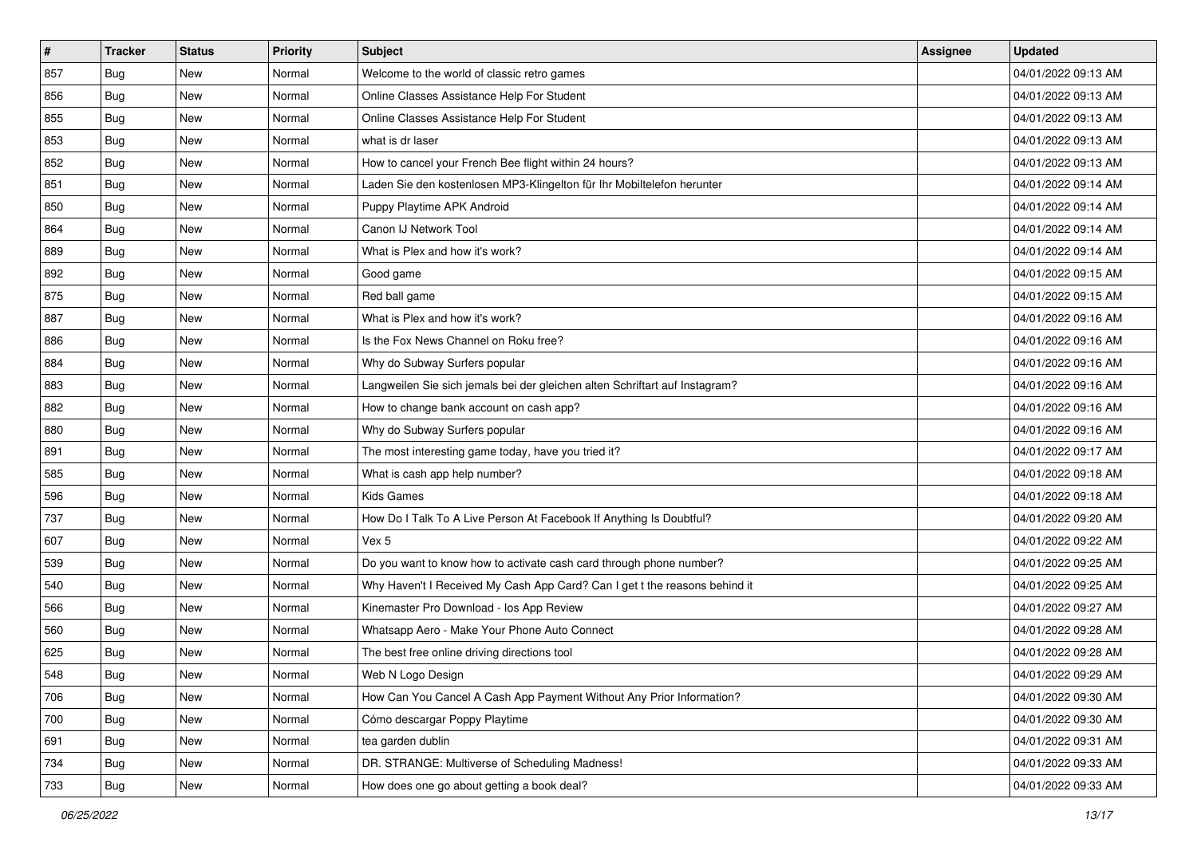| # | Tracker | Status | Priority | Subject | Assignee | Updated |
|---|---|---|---|---|---|---|
| 857 | Bug | New | Normal | Welcome to the world of classic retro games | | 04/01/2022 09:13 AM |
| 856 | Bug | New | Normal | Online Classes Assistance Help For Student | | 04/01/2022 09:13 AM |
| 855 | Bug | New | Normal | Online Classes Assistance Help For Student | | 04/01/2022 09:13 AM |
| 853 | Bug | New | Normal | what is dr laser | | 04/01/2022 09:13 AM |
| 852 | Bug | New | Normal | How to cancel your French Bee flight within 24 hours? | | 04/01/2022 09:13 AM |
| 851 | Bug | New | Normal | Laden Sie den kostenlosen MP3-Klingelton für Ihr Mobiltelefon herunter | | 04/01/2022 09:14 AM |
| 850 | Bug | New | Normal | Puppy Playtime APK Android | | 04/01/2022 09:14 AM |
| 864 | Bug | New | Normal | Canon IJ Network Tool | | 04/01/2022 09:14 AM |
| 889 | Bug | New | Normal | What is Plex and how it's work? | | 04/01/2022 09:14 AM |
| 892 | Bug | New | Normal | Good game | | 04/01/2022 09:15 AM |
| 875 | Bug | New | Normal | Red ball game | | 04/01/2022 09:15 AM |
| 887 | Bug | New | Normal | What is Plex and how it's work? | | 04/01/2022 09:16 AM |
| 886 | Bug | New | Normal | Is the Fox News Channel on Roku free? | | 04/01/2022 09:16 AM |
| 884 | Bug | New | Normal | Why do Subway Surfers popular | | 04/01/2022 09:16 AM |
| 883 | Bug | New | Normal | Langweilen Sie sich jemals bei der gleichen alten Schriftart auf Instagram? | | 04/01/2022 09:16 AM |
| 882 | Bug | New | Normal | How to change bank account on cash app? | | 04/01/2022 09:16 AM |
| 880 | Bug | New | Normal | Why do Subway Surfers popular | | 04/01/2022 09:16 AM |
| 891 | Bug | New | Normal | The most interesting game today, have you tried it? | | 04/01/2022 09:17 AM |
| 585 | Bug | New | Normal | What is cash app help number? | | 04/01/2022 09:18 AM |
| 596 | Bug | New | Normal | Kids Games | | 04/01/2022 09:18 AM |
| 737 | Bug | New | Normal | How Do I Talk To A Live Person At Facebook If Anything Is Doubtful? | | 04/01/2022 09:20 AM |
| 607 | Bug | New | Normal | Vex 5 | | 04/01/2022 09:22 AM |
| 539 | Bug | New | Normal | Do you want to know how to activate cash card through phone number? | | 04/01/2022 09:25 AM |
| 540 | Bug | New | Normal | Why Haven't I Received My Cash App Card? Can I get t the reasons behind it | | 04/01/2022 09:25 AM |
| 566 | Bug | New | Normal | Kinemaster Pro Download - Ios App Review | | 04/01/2022 09:27 AM |
| 560 | Bug | New | Normal | Whatsapp Aero - Make Your Phone Auto Connect | | 04/01/2022 09:28 AM |
| 625 | Bug | New | Normal | The best free online driving directions tool | | 04/01/2022 09:28 AM |
| 548 | Bug | New | Normal | Web N Logo Design | | 04/01/2022 09:29 AM |
| 706 | Bug | New | Normal | How Can You Cancel A Cash App Payment Without Any Prior Information? | | 04/01/2022 09:30 AM |
| 700 | Bug | New | Normal | Cómo descargar Poppy Playtime | | 04/01/2022 09:30 AM |
| 691 | Bug | New | Normal | tea garden dublin | | 04/01/2022 09:31 AM |
| 734 | Bug | New | Normal | DR. STRANGE: Multiverse of Scheduling Madness! | | 04/01/2022 09:33 AM |
| 733 | Bug | New | Normal | How does one go about getting a book deal? | | 04/01/2022 09:33 AM |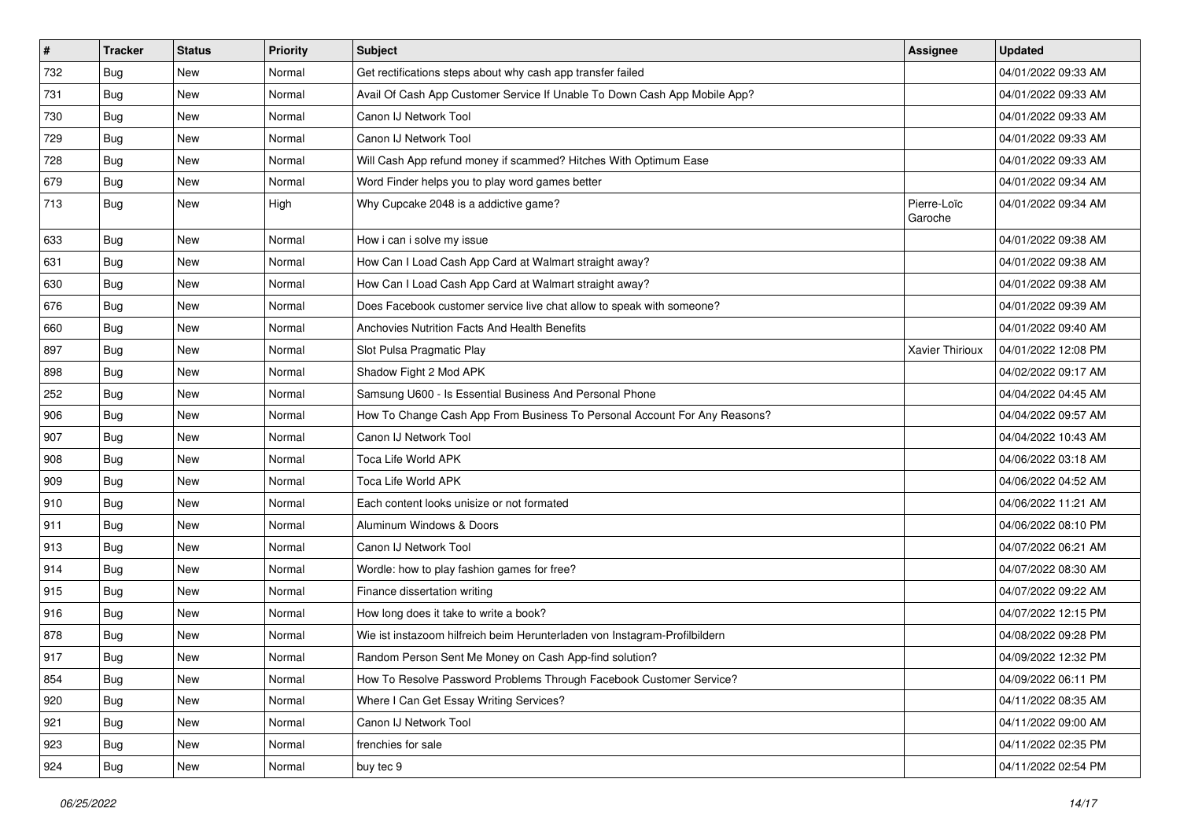| # | Tracker | Status | Priority | Subject | Assignee | Updated |
|---|---|---|---|---|---|---|
| 732 | Bug | New | Normal | Get rectifications steps about why cash app transfer failed | | 04/01/2022 09:33 AM |
| 731 | Bug | New | Normal | Avail Of Cash App Customer Service If Unable To Down Cash App Mobile App? | | 04/01/2022 09:33 AM |
| 730 | Bug | New | Normal | Canon IJ Network Tool | | 04/01/2022 09:33 AM |
| 729 | Bug | New | Normal | Canon IJ Network Tool | | 04/01/2022 09:33 AM |
| 728 | Bug | New | Normal | Will Cash App refund money if scammed? Hitches With Optimum Ease | | 04/01/2022 09:33 AM |
| 679 | Bug | New | Normal | Word Finder helps you to play word games better | | 04/01/2022 09:34 AM |
| 713 | Bug | New | High | Why Cupcake 2048 is a addictive game? | Pierre-Loïc Garoche | 04/01/2022 09:34 AM |
| 633 | Bug | New | Normal | How i can i solve my issue | | 04/01/2022 09:38 AM |
| 631 | Bug | New | Normal | How Can I Load Cash App Card at Walmart straight away? | | 04/01/2022 09:38 AM |
| 630 | Bug | New | Normal | How Can I Load Cash App Card at Walmart straight away? | | 04/01/2022 09:38 AM |
| 676 | Bug | New | Normal | Does Facebook customer service live chat allow to speak with someone? | | 04/01/2022 09:39 AM |
| 660 | Bug | New | Normal | Anchovies Nutrition Facts And Health Benefits | | 04/01/2022 09:40 AM |
| 897 | Bug | New | Normal | Slot Pulsa Pragmatic Play | Xavier Thirioux | 04/01/2022 12:08 PM |
| 898 | Bug | New | Normal | Shadow Fight 2 Mod APK | | 04/02/2022 09:17 AM |
| 252 | Bug | New | Normal | Samsung U600 - Is Essential Business And Personal Phone | | 04/04/2022 04:45 AM |
| 906 | Bug | New | Normal | How To Change Cash App From Business To Personal Account For Any Reasons? | | 04/04/2022 09:57 AM |
| 907 | Bug | New | Normal | Canon IJ Network Tool | | 04/04/2022 10:43 AM |
| 908 | Bug | New | Normal | Toca Life World APK | | 04/06/2022 03:18 AM |
| 909 | Bug | New | Normal | Toca Life World APK | | 04/06/2022 04:52 AM |
| 910 | Bug | New | Normal | Each content looks unisize or not formated | | 04/06/2022 11:21 AM |
| 911 | Bug | New | Normal | Aluminum Windows & Doors | | 04/06/2022 08:10 PM |
| 913 | Bug | New | Normal | Canon IJ Network Tool | | 04/07/2022 06:21 AM |
| 914 | Bug | New | Normal | Wordle: how to play fashion games for free? | | 04/07/2022 08:30 AM |
| 915 | Bug | New | Normal | Finance dissertation writing | | 04/07/2022 09:22 AM |
| 916 | Bug | New | Normal | How long does it take to write a book? | | 04/07/2022 12:15 PM |
| 878 | Bug | New | Normal | Wie ist instazoom hilfreich beim Herunterladen von Instagram-Profilbildern | | 04/08/2022 09:28 PM |
| 917 | Bug | New | Normal | Random Person Sent Me Money on Cash App-find solution? | | 04/09/2022 12:32 PM |
| 854 | Bug | New | Normal | How To Resolve Password Problems Through Facebook Customer Service? | | 04/09/2022 06:11 PM |
| 920 | Bug | New | Normal | Where I Can Get Essay Writing Services? | | 04/11/2022 08:35 AM |
| 921 | Bug | New | Normal | Canon IJ Network Tool | | 04/11/2022 09:00 AM |
| 923 | Bug | New | Normal | frenchies for sale | | 04/11/2022 02:35 PM |
| 924 | Bug | New | Normal | buy tec 9 | | 04/11/2022 02:54 PM |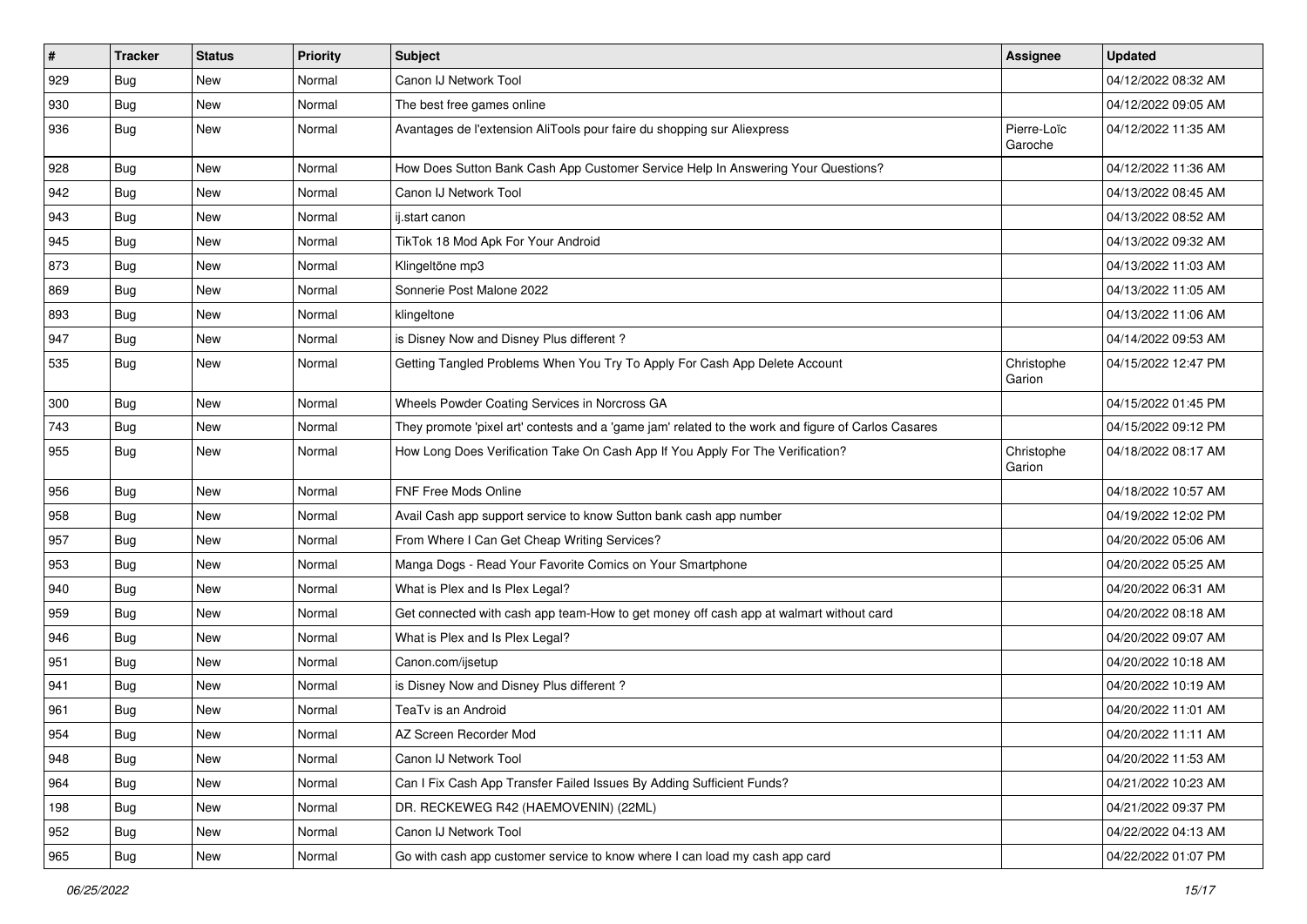| # | Tracker | Status | Priority | Subject | Assignee | Updated |
| --- | --- | --- | --- | --- | --- | --- |
| 929 | Bug | New | Normal | Canon IJ Network Tool | | 04/12/2022 08:32 AM |
| 930 | Bug | New | Normal | The best free games online | | 04/12/2022 09:05 AM |
| 936 | Bug | New | Normal | Avantages de l'extension AliTools pour faire du shopping sur Aliexpress | Pierre-Loïc Garoche | 04/12/2022 11:35 AM |
| 928 | Bug | New | Normal | How Does Sutton Bank Cash App Customer Service Help In Answering Your Questions? | | 04/12/2022 11:36 AM |
| 942 | Bug | New | Normal | Canon IJ Network Tool | | 04/13/2022 08:45 AM |
| 943 | Bug | New | Normal | ij.start canon | | 04/13/2022 08:52 AM |
| 945 | Bug | New | Normal | TikTok 18 Mod Apk For Your Android | | 04/13/2022 09:32 AM |
| 873 | Bug | New | Normal | Klingeltöne mp3 | | 04/13/2022 11:03 AM |
| 869 | Bug | New | Normal | Sonnerie Post Malone 2022 | | 04/13/2022 11:05 AM |
| 893 | Bug | New | Normal | klingeltone | | 04/13/2022 11:06 AM |
| 947 | Bug | New | Normal | is Disney Now and Disney Plus different ? | | 04/14/2022 09:53 AM |
| 535 | Bug | New | Normal | Getting Tangled Problems When You Try To Apply For Cash App Delete Account | Christophe Garion | 04/15/2022 12:47 PM |
| 300 | Bug | New | Normal | Wheels Powder Coating Services in Norcross GA | | 04/15/2022 01:45 PM |
| 743 | Bug | New | Normal | They promote 'pixel art' contests and a 'game jam' related to the work and figure of Carlos Casares | | 04/15/2022 09:12 PM |
| 955 | Bug | New | Normal | How Long Does Verification Take On Cash App If You Apply For The Verification? | Christophe Garion | 04/18/2022 08:17 AM |
| 956 | Bug | New | Normal | FNF Free Mods Online | | 04/18/2022 10:57 AM |
| 958 | Bug | New | Normal | Avail Cash app support service to know Sutton bank cash app number | | 04/19/2022 12:02 PM |
| 957 | Bug | New | Normal | From Where I Can Get Cheap Writing Services? | | 04/20/2022 05:06 AM |
| 953 | Bug | New | Normal | Manga Dogs - Read Your Favorite Comics on Your Smartphone | | 04/20/2022 05:25 AM |
| 940 | Bug | New | Normal | What is Plex and Is Plex Legal? | | 04/20/2022 06:31 AM |
| 959 | Bug | New | Normal | Get connected with cash app team-How to get money off cash app at walmart without card | | 04/20/2022 08:18 AM |
| 946 | Bug | New | Normal | What is Plex and Is Plex Legal? | | 04/20/2022 09:07 AM |
| 951 | Bug | New | Normal | Canon.com/ijsetup | | 04/20/2022 10:18 AM |
| 941 | Bug | New | Normal | is Disney Now and Disney Plus different ? | | 04/20/2022 10:19 AM |
| 961 | Bug | New | Normal | TeaTv is an Android | | 04/20/2022 11:01 AM |
| 954 | Bug | New | Normal | AZ Screen Recorder Mod | | 04/20/2022 11:11 AM |
| 948 | Bug | New | Normal | Canon IJ Network Tool | | 04/20/2022 11:53 AM |
| 964 | Bug | New | Normal | Can I Fix Cash App Transfer Failed Issues By Adding Sufficient Funds? | | 04/21/2022 10:23 AM |
| 198 | Bug | New | Normal | DR. RECKEWEG R42 (HAEMOVENIN) (22ML) | | 04/21/2022 09:37 PM |
| 952 | Bug | New | Normal | Canon IJ Network Tool | | 04/22/2022 04:13 AM |
| 965 | Bug | New | Normal | Go with cash app customer service to know where I can load my cash app card | | 04/22/2022 01:07 PM |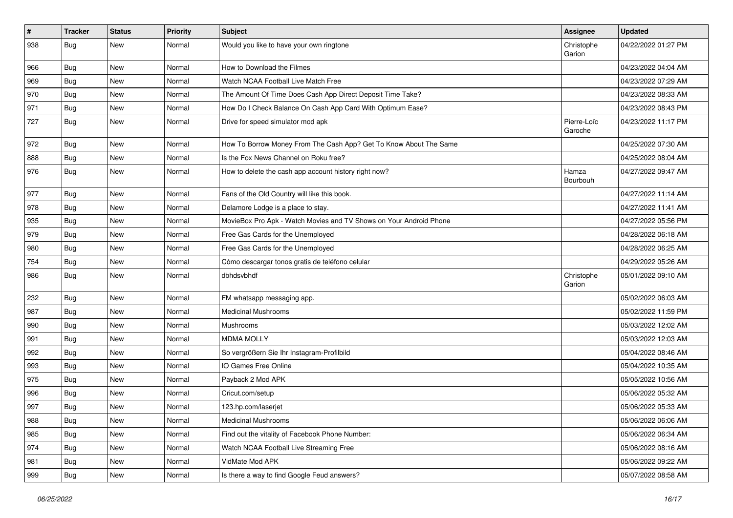| # | Tracker | Status | Priority | Subject | Assignee | Updated |
|---|---|---|---|---|---|---|
| 938 | Bug | New | Normal | Would you like to have your own ringtone | Christophe Garion | 04/22/2022 01:27 PM |
| 966 | Bug | New | Normal | How to Download the Filmes | | 04/23/2022 04:04 AM |
| 969 | Bug | New | Normal | Watch NCAA Football Live Match Free | | 04/23/2022 07:29 AM |
| 970 | Bug | New | Normal | The Amount Of Time Does Cash App Direct Deposit Time Take? | | 04/23/2022 08:33 AM |
| 971 | Bug | New | Normal | How Do I Check Balance On Cash App Card With Optimum Ease? | | 04/23/2022 08:43 PM |
| 727 | Bug | New | Normal | Drive for speed simulator mod apk | Pierre-Loïc Garoche | 04/23/2022 11:17 PM |
| 972 | Bug | New | Normal | How To Borrow Money From The Cash App? Get To Know About The Same | | 04/25/2022 07:30 AM |
| 888 | Bug | New | Normal | Is the Fox News Channel on Roku free? | | 04/25/2022 08:04 AM |
| 976 | Bug | New | Normal | How to delete the cash app account history right now? | Hamza Bourbouh | 04/27/2022 09:47 AM |
| 977 | Bug | New | Normal | Fans of the Old Country will like this book. | | 04/27/2022 11:14 AM |
| 978 | Bug | New | Normal | Delamore Lodge is a place to stay. | | 04/27/2022 11:41 AM |
| 935 | Bug | New | Normal | MovieBox Pro Apk - Watch Movies and TV Shows on Your Android Phone | | 04/27/2022 05:56 PM |
| 979 | Bug | New | Normal | Free Gas Cards for the Unemployed | | 04/28/2022 06:18 AM |
| 980 | Bug | New | Normal | Free Gas Cards for the Unemployed | | 04/28/2022 06:25 AM |
| 754 | Bug | New | Normal | Cómo descargar tonos gratis de teléfono celular | | 04/29/2022 05:26 AM |
| 986 | Bug | New | Normal | dbhdsvbhdf | Christophe Garion | 05/01/2022 09:10 AM |
| 232 | Bug | New | Normal | FM whatsapp messaging app. | | 05/02/2022 06:03 AM |
| 987 | Bug | New | Normal | Medicinal Mushrooms | | 05/02/2022 11:59 PM |
| 990 | Bug | New | Normal | Mushrooms | | 05/03/2022 12:02 AM |
| 991 | Bug | New | Normal | MDMA MOLLY | | 05/03/2022 12:03 AM |
| 992 | Bug | New | Normal | So vergrößern Sie Ihr Instagram-Profilbild | | 05/04/2022 08:46 AM |
| 993 | Bug | New | Normal | IO Games Free Online | | 05/04/2022 10:35 AM |
| 975 | Bug | New | Normal | Payback 2 Mod APK | | 05/05/2022 10:56 AM |
| 996 | Bug | New | Normal | Cricut.com/setup | | 05/06/2022 05:32 AM |
| 997 | Bug | New | Normal | 123.hp.com/laserjet | | 05/06/2022 05:33 AM |
| 988 | Bug | New | Normal | Medicinal Mushrooms | | 05/06/2022 06:06 AM |
| 985 | Bug | New | Normal | Find out the vitality of Facebook Phone Number: | | 05/06/2022 06:34 AM |
| 974 | Bug | New | Normal | Watch NCAA Football Live Streaming Free | | 05/06/2022 08:16 AM |
| 981 | Bug | New | Normal | VidMate Mod APK | | 05/06/2022 09:22 AM |
| 999 | Bug | New | Normal | Is there a way to find Google Feud answers? | | 05/07/2022 08:58 AM |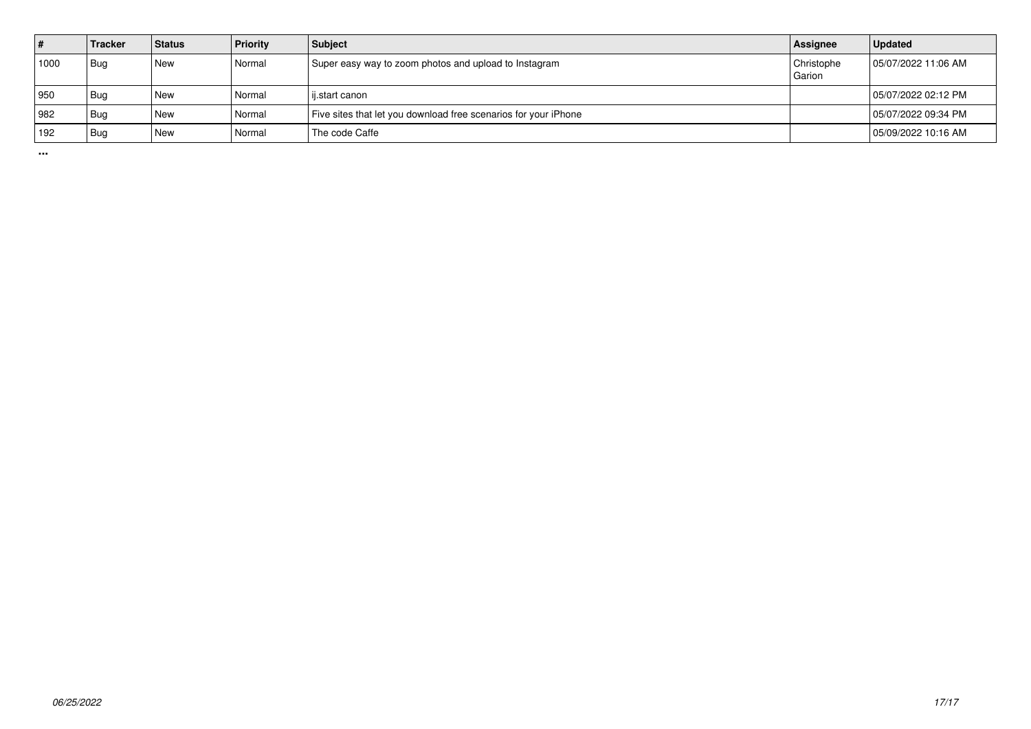| # | Tracker | Status | Priority | Subject | Assignee | Updated |
|---|---|---|---|---|---|---|
| 1000 | Bug | New | Normal | Super easy way to zoom photos and upload to Instagram | Christophe Garion | 05/07/2022 11:06 AM |
| 950 | Bug | New | Normal | ij.start canon | | 05/07/2022 02:12 PM |
| 982 | Bug | New | Normal | Five sites that let you download free scenarios for your iPhone | | 05/07/2022 09:34 PM |
| 192 | Bug | New | Normal | The code Caffe | | 05/09/2022 10:16 AM |

...